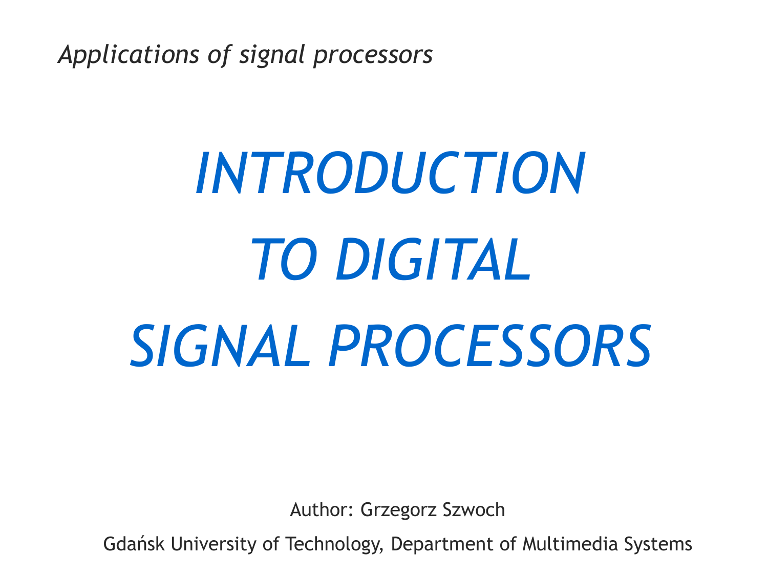*Applications of signal processors*

# *INTRODUCTION TO DIGITAL SIGNAL PROCESSORS*

Author: Grzegorz Szwoch

Gdańsk University of Technology, Department of Multimedia Systems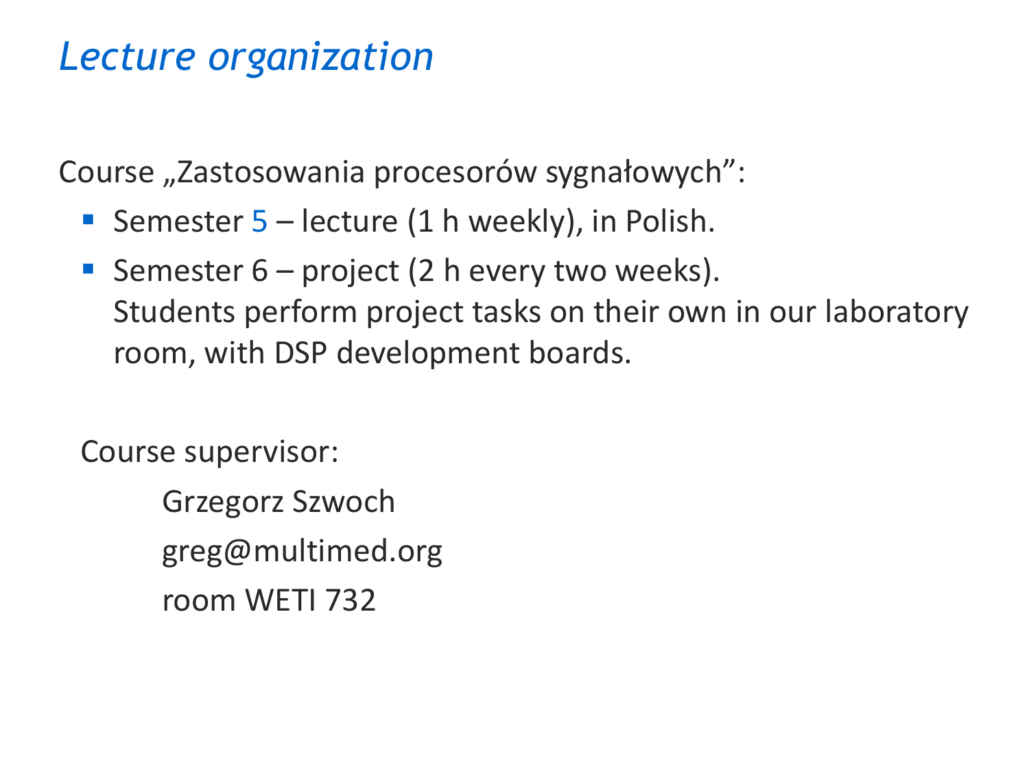# *Lecture organization*

Course „Zastosowania procesorów sygnałowych”:

- Semester 5 – lecture (1 h weekly), in Polish.
- Semester 6 – project (2 h every two weeks).
  Students perform project tasks on their own in our laboratory room, with DSP development boards.

Course supervisor:

Grzegorz Szwoch

greg@multimed.org

room WETI 732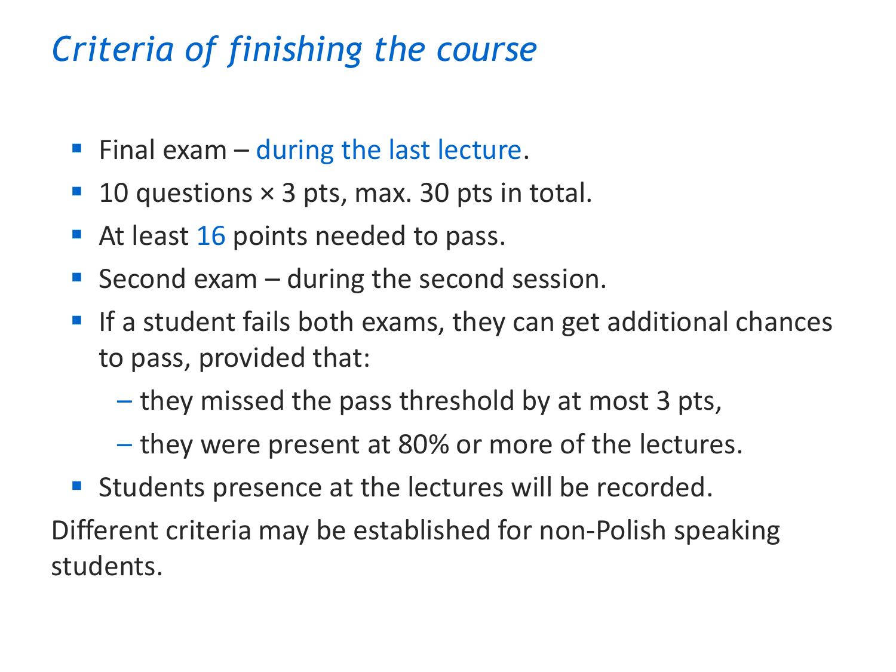# *Criteria of finishing the course*

- Final exam – during the last lecture.
- 10 questions × 3 pts, max. 30 pts in total.
- At least 16 points needed to pass.
- Second exam – during the second session.
- If a student fails both exams, they can get additional chances to pass, provided that:
  - they missed the pass threshold by at most 3 pts,
  - they were present at 80% or more of the lectures.
- Students presence at the lectures will be recorded.

Different criteria may be established for non-Polish speaking students.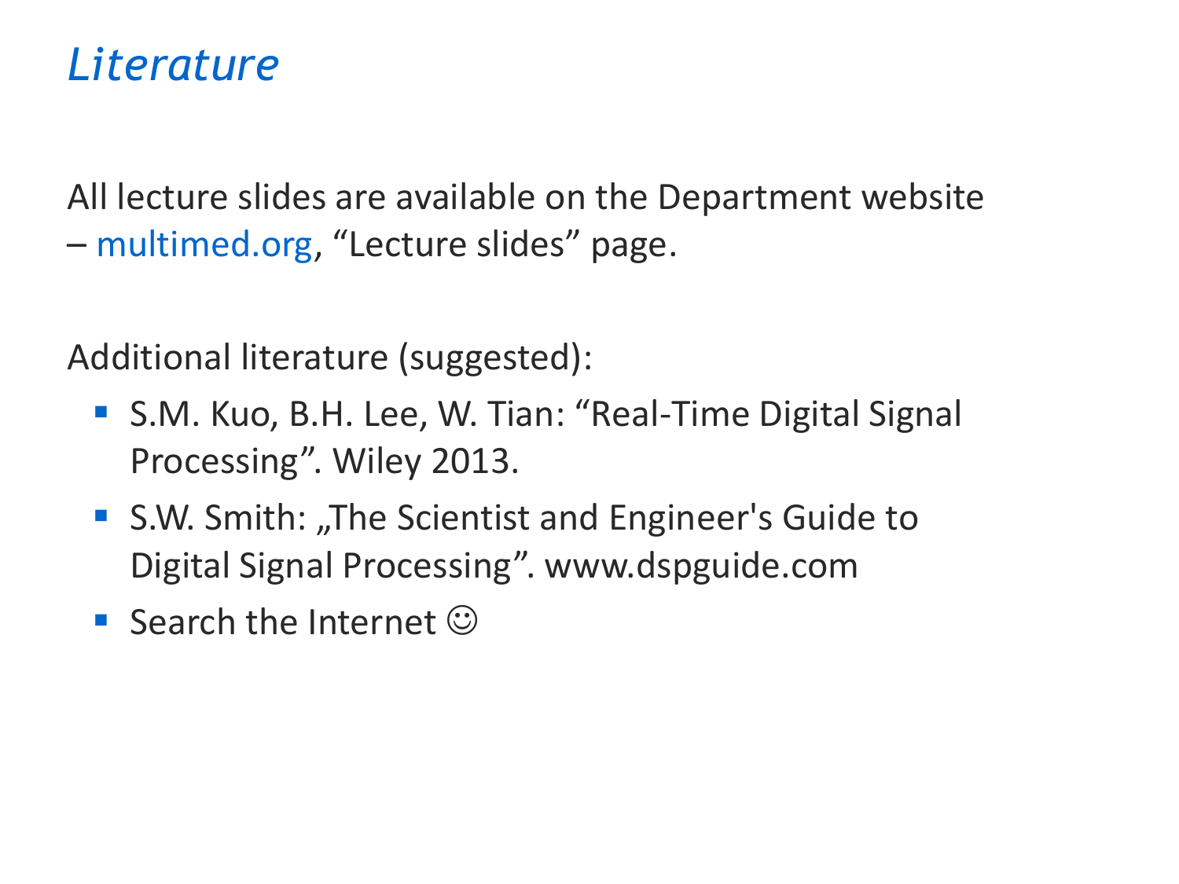# *Literature*

All lecture slides are available on the Department website – multimed.org, “Lecture slides” page.

Additional literature (suggested):

- S.M. Kuo, B.H. Lee, W. Tian: “Real-Time Digital Signal Processing”. Wiley 2013.
- S.W. Smith: „The Scientist and Engineer's Guide to Digital Signal Processing”. www.dspguide.com
- Search the Internet ☺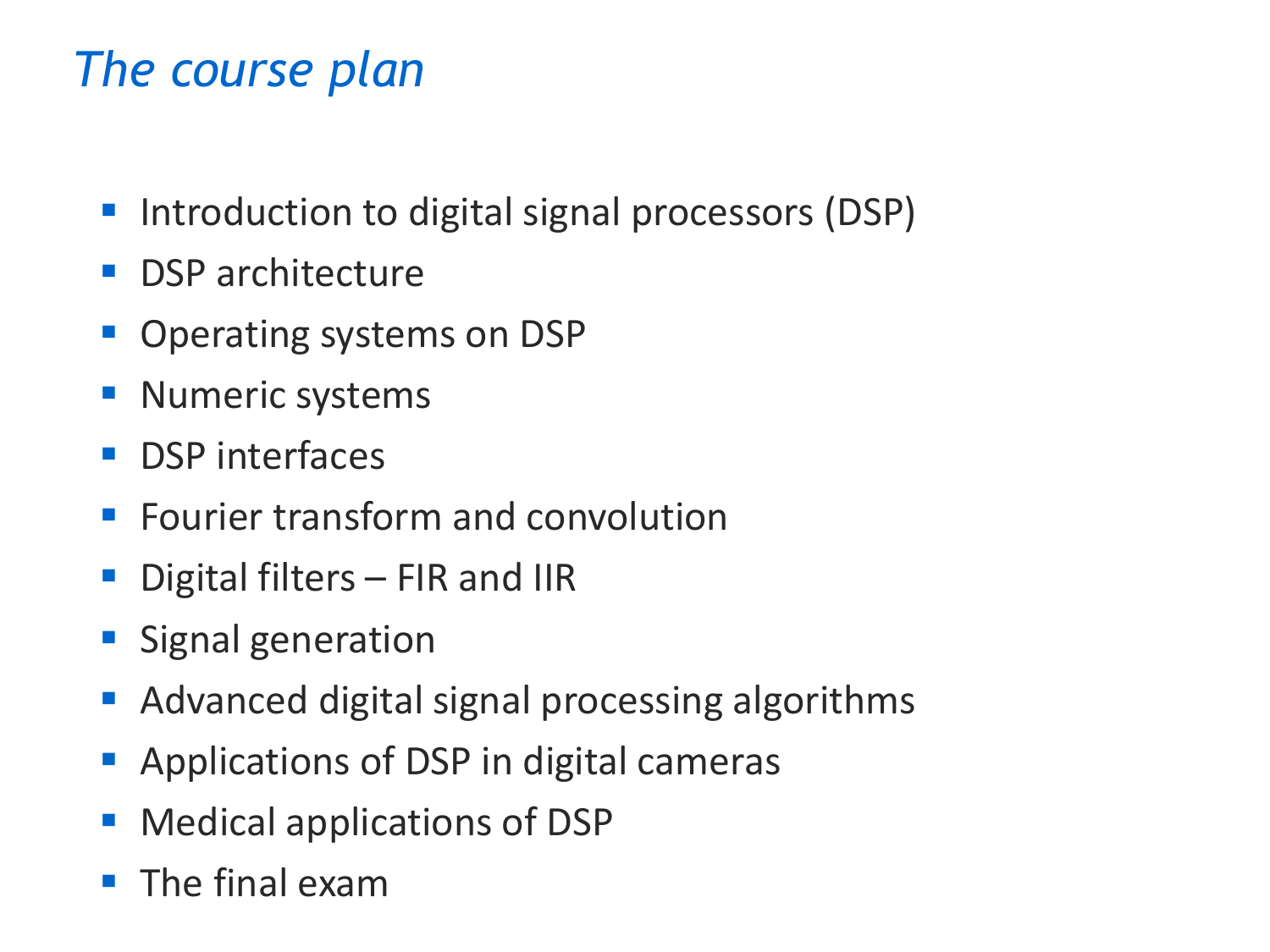# *The course plan*

- Introduction to digital signal processors (DSP)
- DSP architecture
- Operating systems on DSP
- Numeric systems
- DSP interfaces
- Fourier transform and convolution
- Digital filters – FIR and IIR
- Signal generation
- Advanced digital signal processing algorithms
- Applications of DSP in digital cameras
- Medical applications of DSP
- The final exam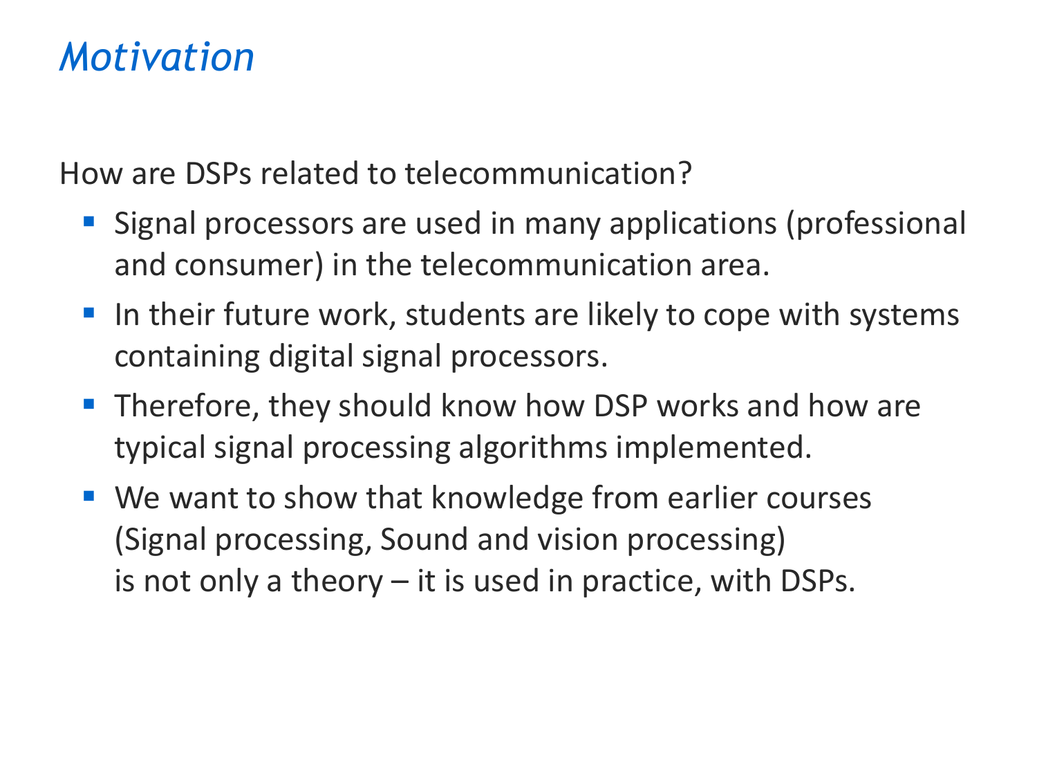# *Motivation*

How are DSPs related to telecommunication?

- Signal processors are used in many applications (professional and consumer) in the telecommunication area.
- In their future work, students are likely to cope with systems containing digital signal processors.
- Therefore, they should know how DSP works and how are typical signal processing algorithms implemented.
- We want to show that knowledge from earlier courses (Signal processing, Sound and vision processing) is not only a theory – it is used in practice, with DSPs.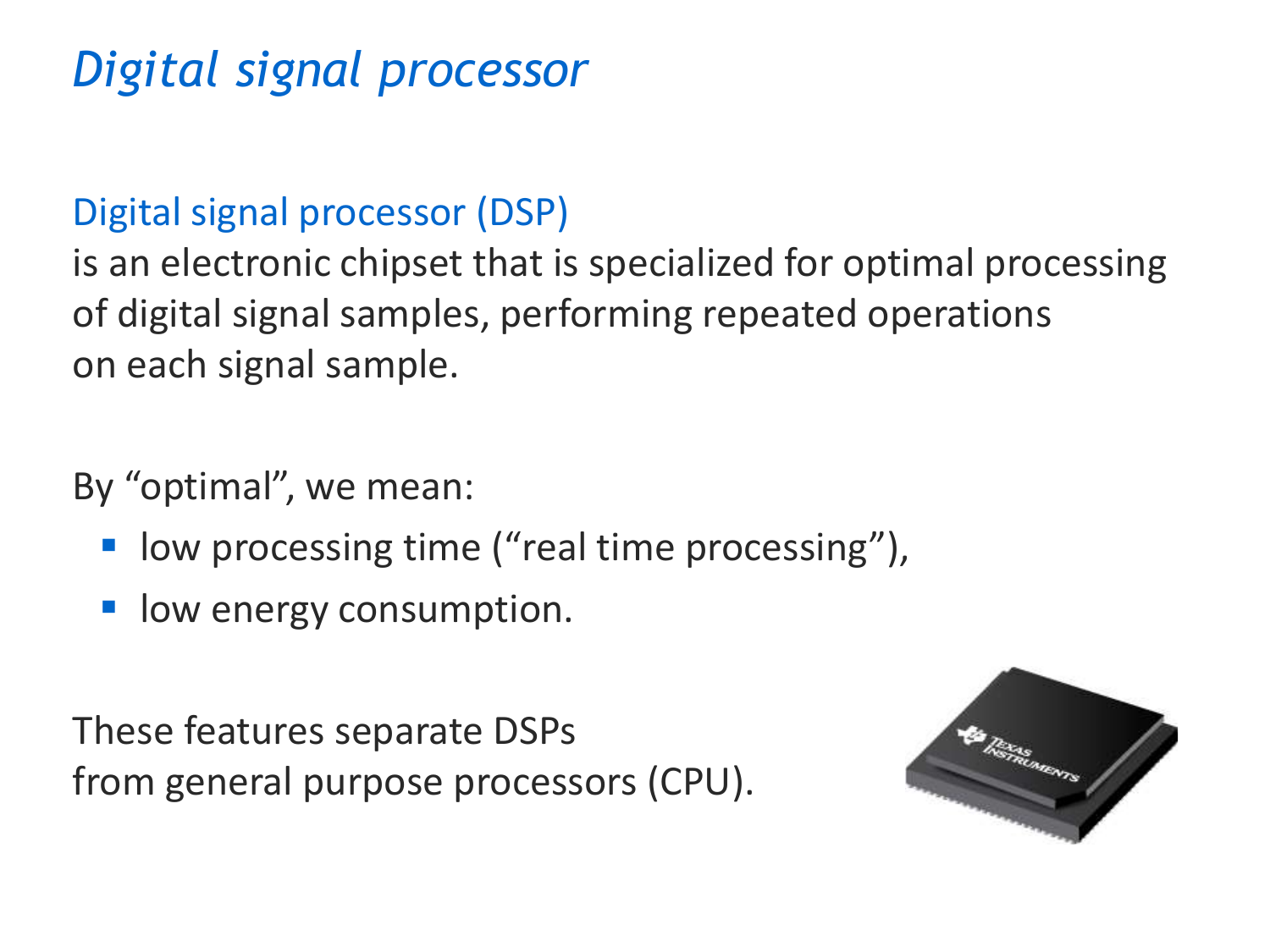# *Digital signal processor*

Digital signal processor (DSP)
is an electronic chipset that is specialized for optimal processing of digital signal samples, performing repeated operations on each signal sample.

By “optimal”, we mean:

- low processing time (“real time processing”),
- low energy consumption.

These features separate DSPs from general purpose processors (CPU).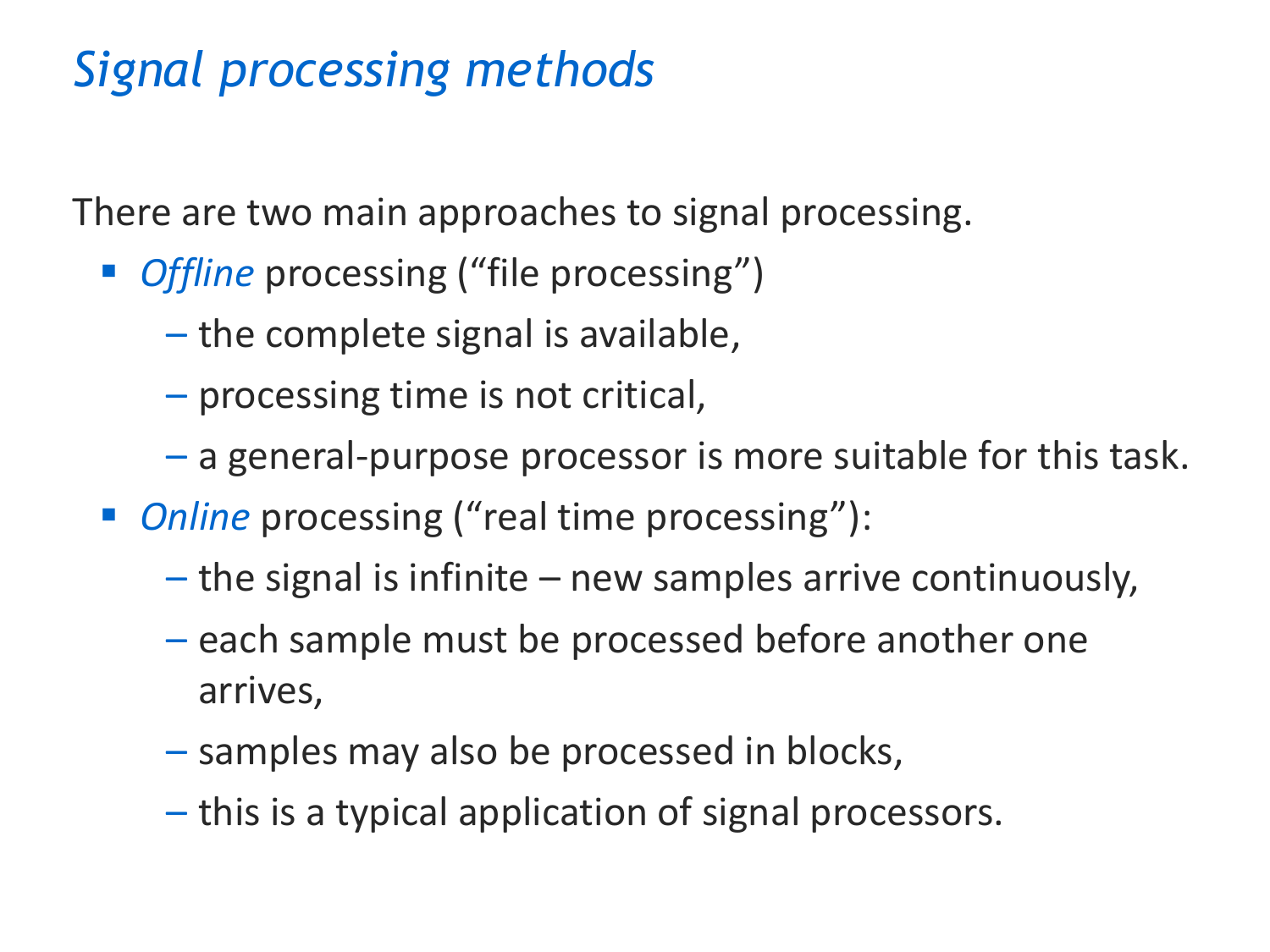# *Signal processing methods*

There are two main approaches to signal processing.

- *Offline* processing ("file processing")
  - the complete signal is available,
  - processing time is not critical,
  - a general-purpose processor is more suitable for this task.
- *Online* processing ("real time processing"):
  - the signal is infinite – new samples arrive continuously,
  - each sample must be processed before another one arrives,
  - samples may also be processed in blocks,
  - this is a typical application of signal processors.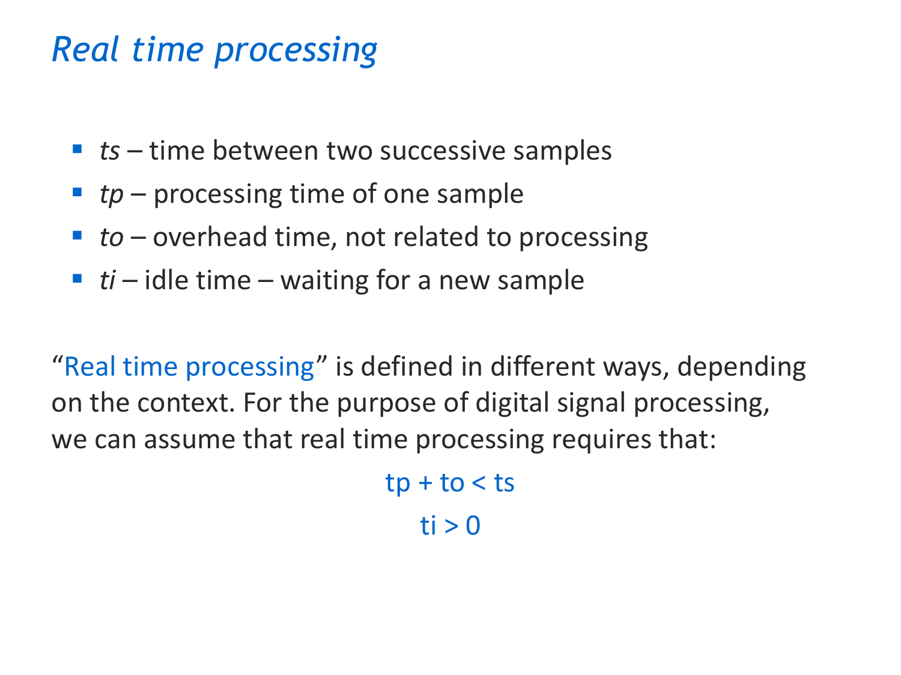# *Real time processing*

- *ts* – time between two successive samples
- *tp* – processing time of one sample
- *to* – overhead time, not related to processing
- *ti* – idle time – waiting for a new sample

"Real time processing" is defined in different ways, depending on the context. For the purpose of digital signal processing, we can assume that real time processing requires that:

$$tp + to < ts$$

$$ti > 0$$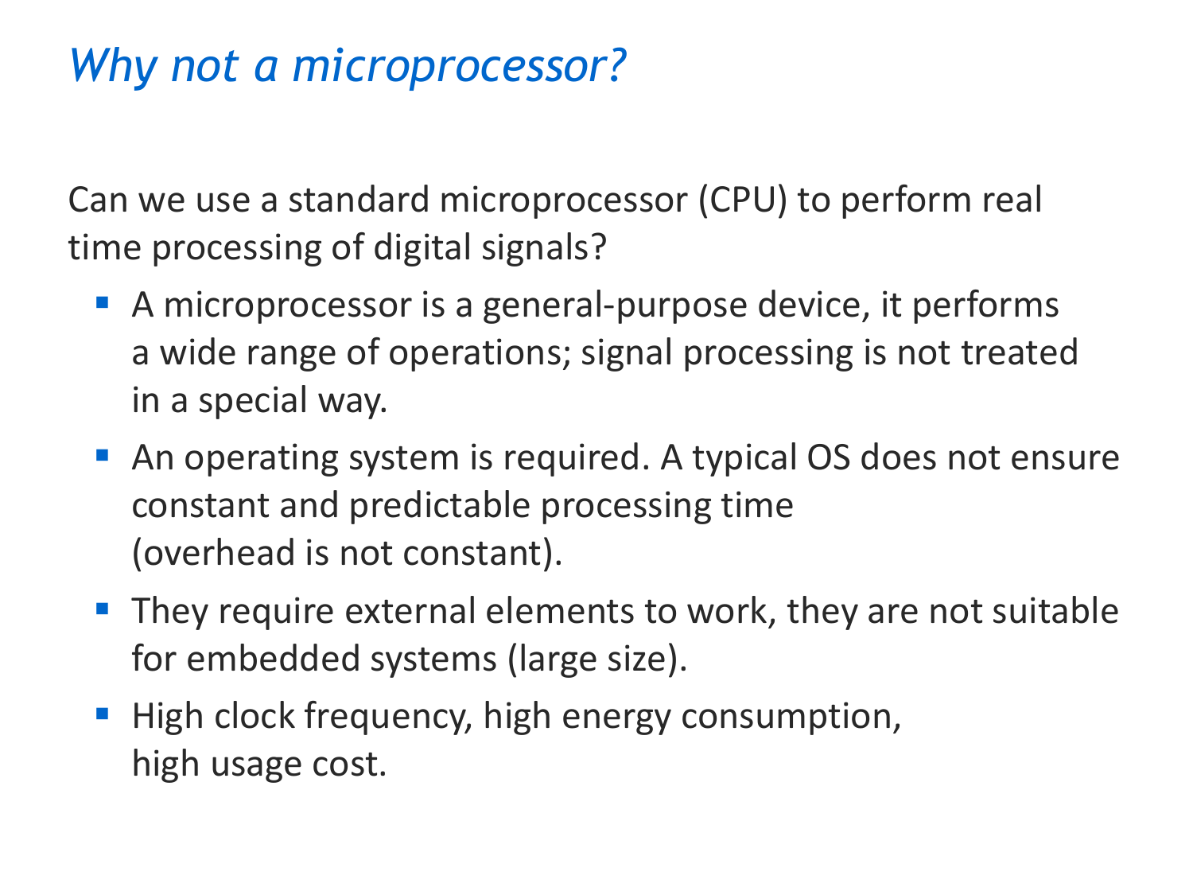# *Why not a microprocessor?*

Can we use a standard microprocessor (CPU) to perform real time processing of digital signals?

- A microprocessor is a general-purpose device, it performs a wide range of operations; signal processing is not treated in a special way.
- An operating system is required. A typical OS does not ensure constant and predictable processing time (overhead is not constant).
- They require external elements to work, they are not suitable for embedded systems (large size).
- High clock frequency, high energy consumption, high usage cost.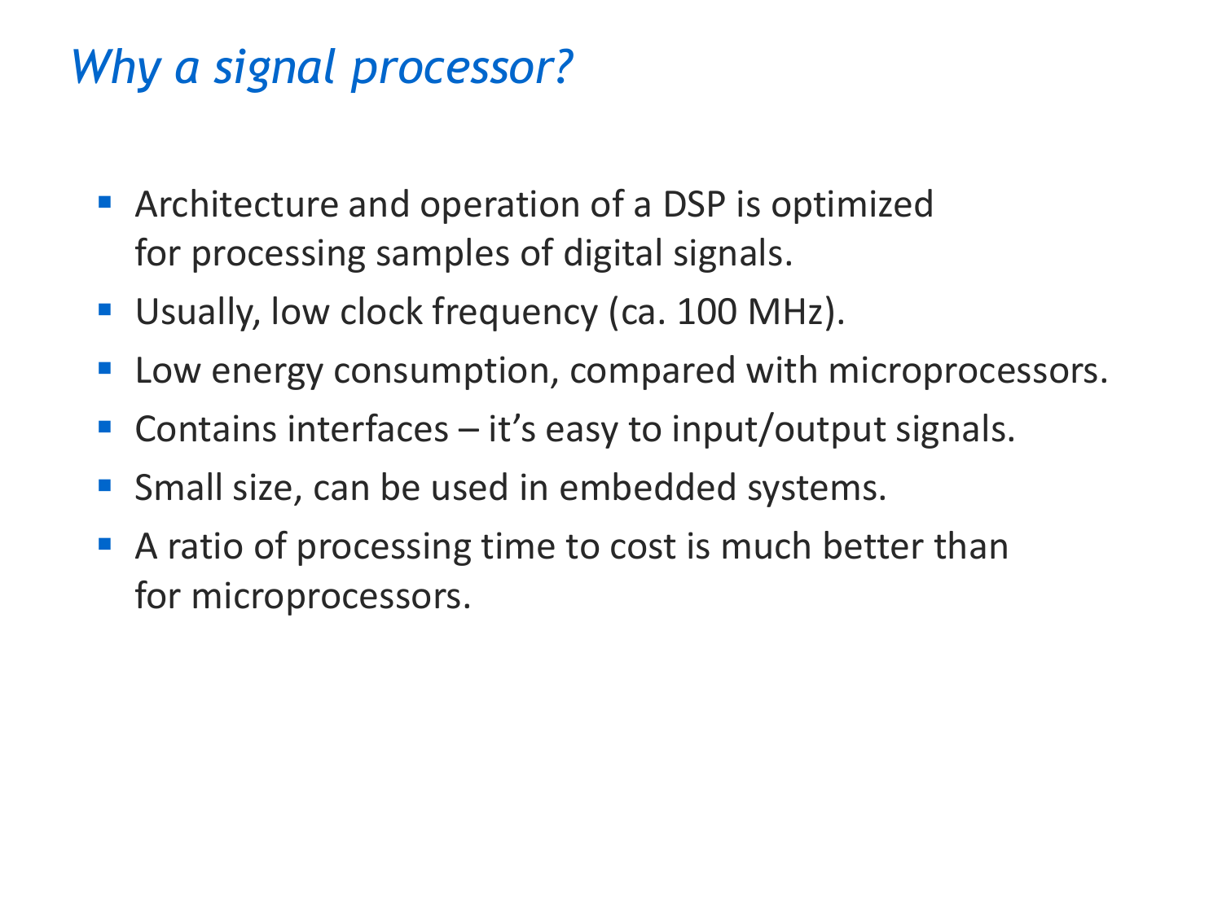# *Why a signal processor?*

- Architecture and operation of a DSP is optimized for processing samples of digital signals.
- Usually, low clock frequency (ca. 100 MHz).
- Low energy consumption, compared with microprocessors.
- Contains interfaces – it's easy to input/output signals.
- Small size, can be used in embedded systems.
- A ratio of processing time to cost is much better than for microprocessors.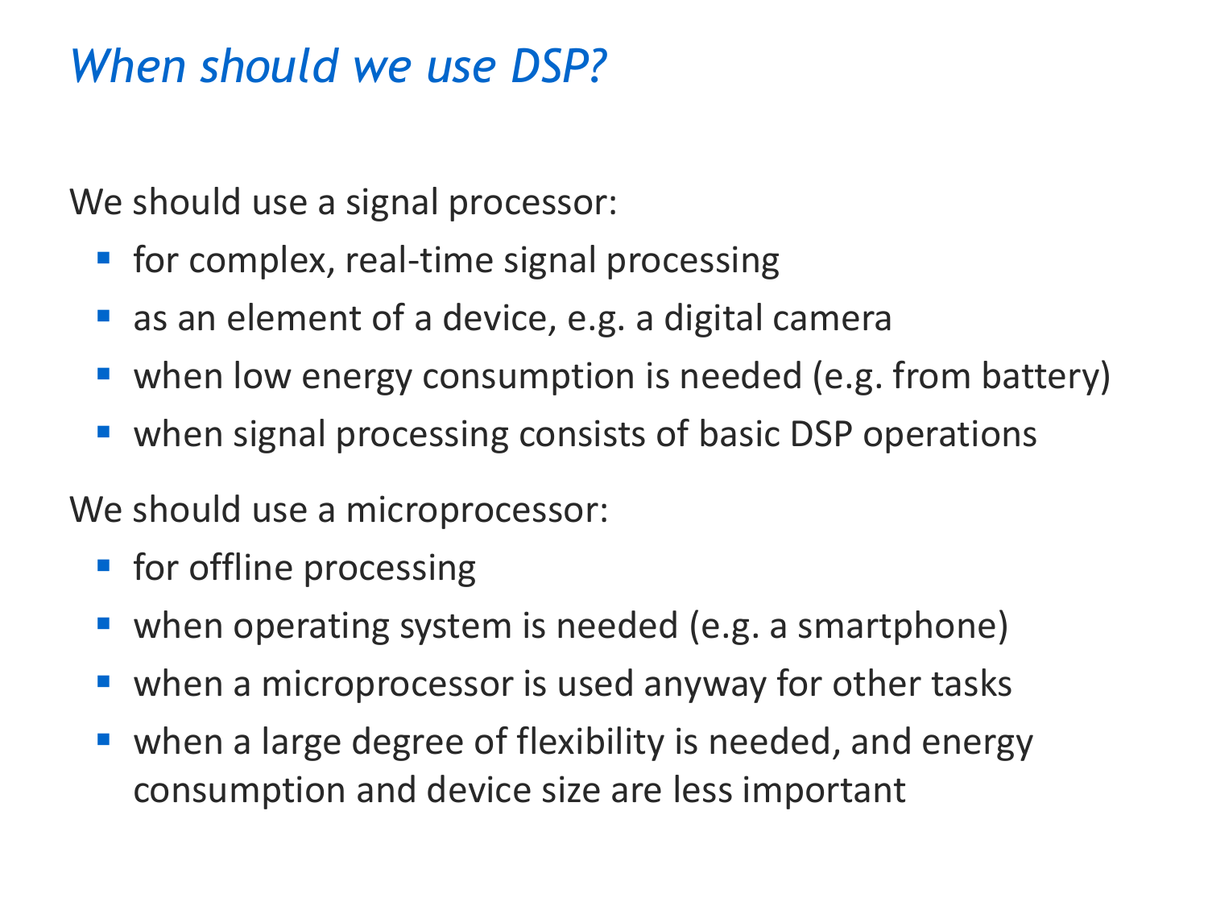# *When should we use DSP?*

We should use a signal processor:

- for complex, real-time signal processing
- as an element of a device, e.g. a digital camera
- when low energy consumption is needed (e.g. from battery)
- when signal processing consists of basic DSP operations

We should use a microprocessor:

- for offline processing
- when operating system is needed (e.g. a smartphone)
- when a microprocessor is used anyway for other tasks
- when a large degree of flexibility is needed, and energy consumption and device size are less important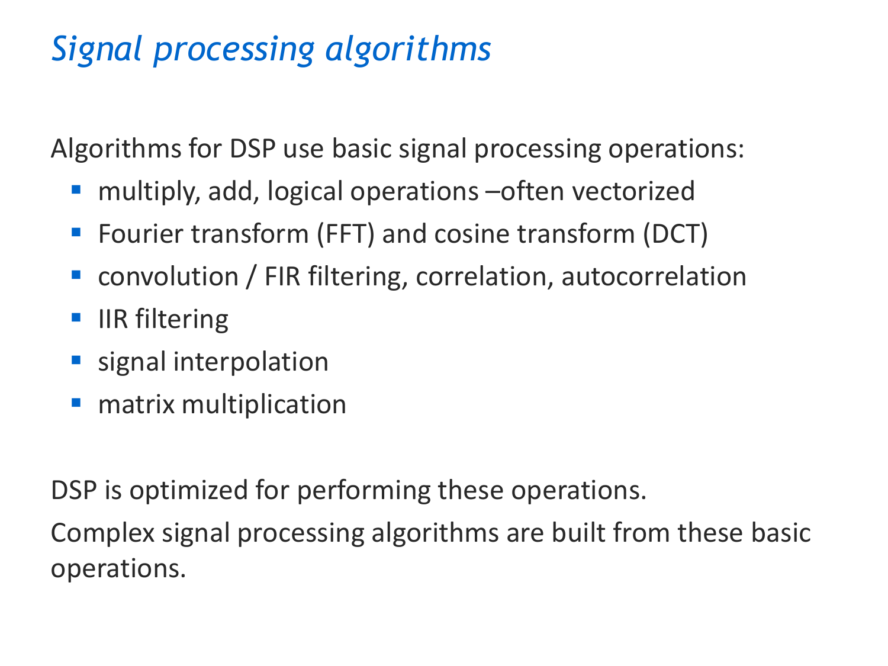# *Signal processing algorithms*

Algorithms for DSP use basic signal processing operations:

- multiply, add, logical operations –often vectorized
- Fourier transform (FFT) and cosine transform (DCT)
- convolution / FIR filtering, correlation, autocorrelation
- IIR filtering
- signal interpolation
- matrix multiplication

DSP is optimized for performing these operations.

Complex signal processing algorithms are built from these basic operations.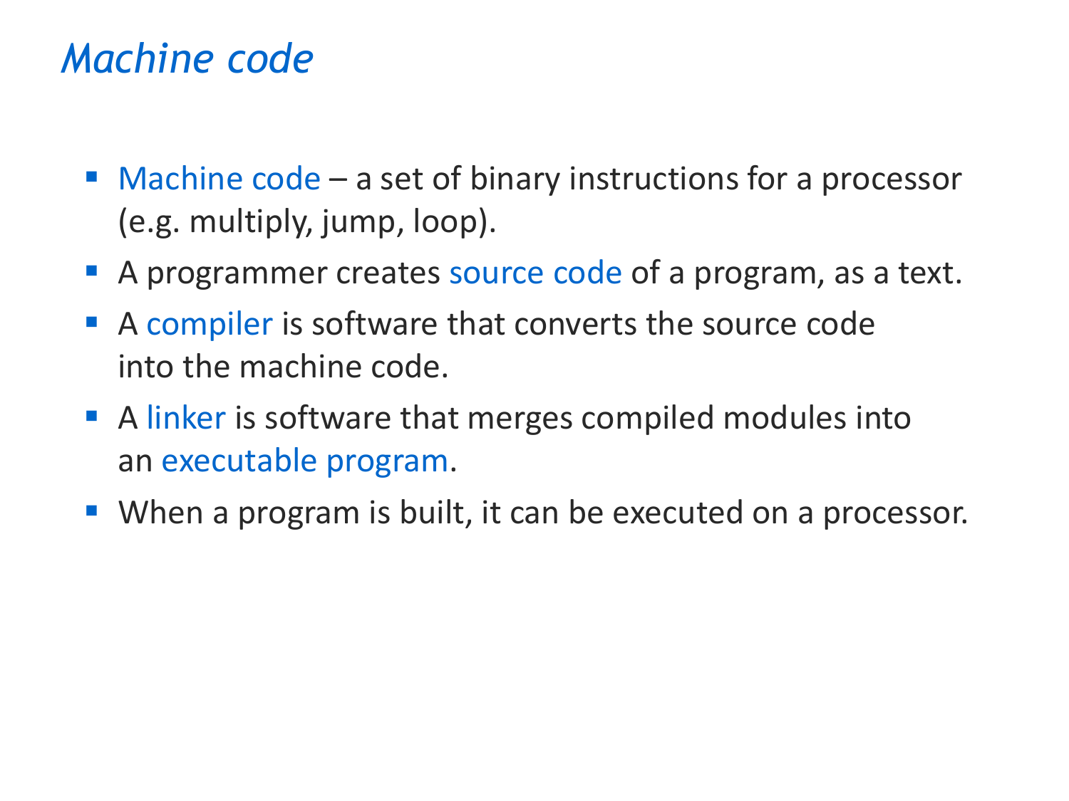# *Machine code*

- Machine code – a set of binary instructions for a processor (e.g. multiply, jump, loop).
- A programmer creates source code of a program, as a text.
- A compiler is software that converts the source code into the machine code.
- A linker is software that merges compiled modules into an executable program.
- When a program is built, it can be executed on a processor.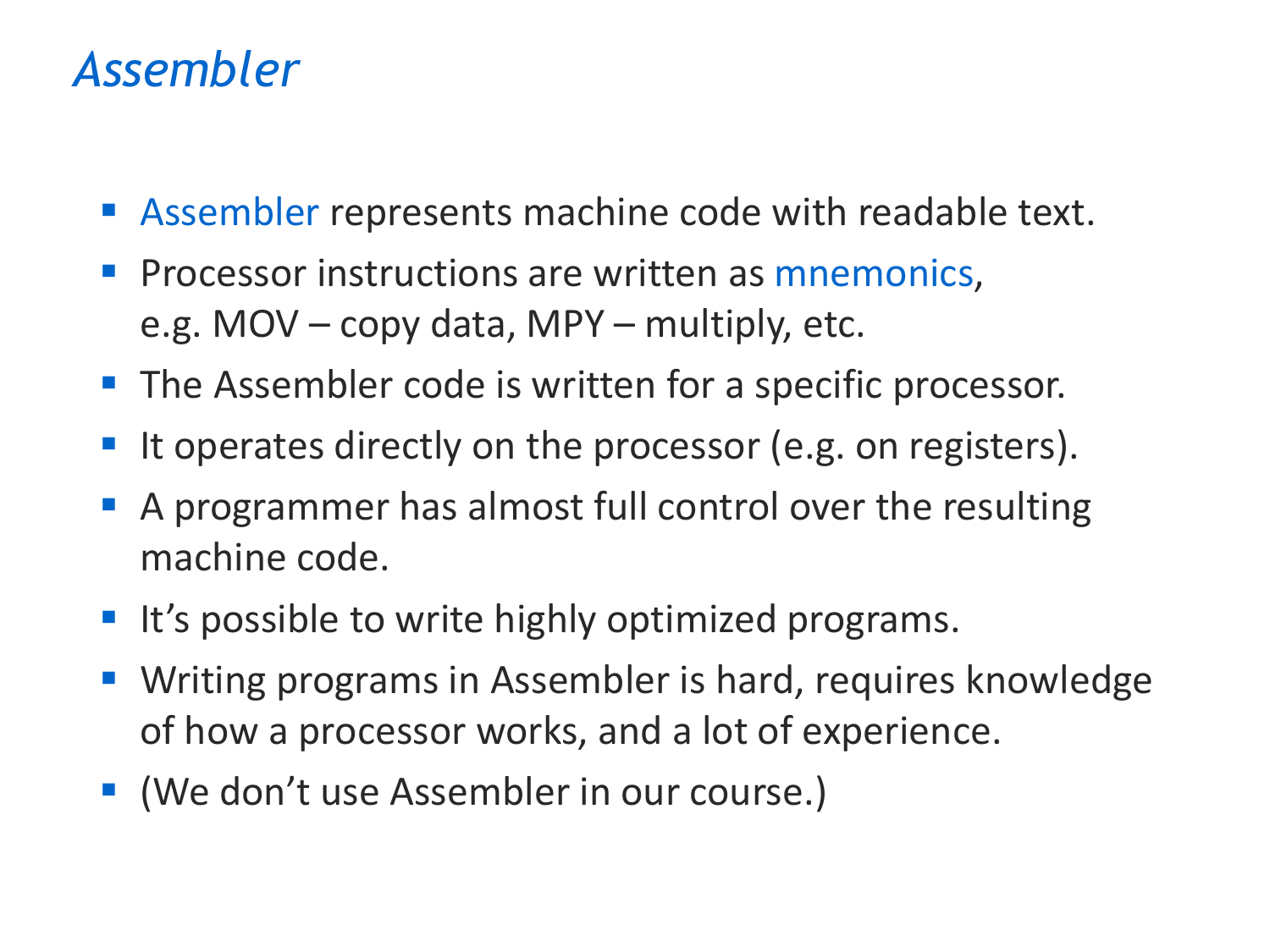# *Assembler*

- Assembler represents machine code with readable text.
- Processor instructions are written as mnemonics, e.g. MOV – copy data, MPY – multiply, etc.
- The Assembler code is written for a specific processor.
- It operates directly on the processor (e.g. on registers).
- A programmer has almost full control over the resulting machine code.
- It's possible to write highly optimized programs.
- Writing programs in Assembler is hard, requires knowledge of how a processor works, and a lot of experience.
- (We don't use Assembler in our course.)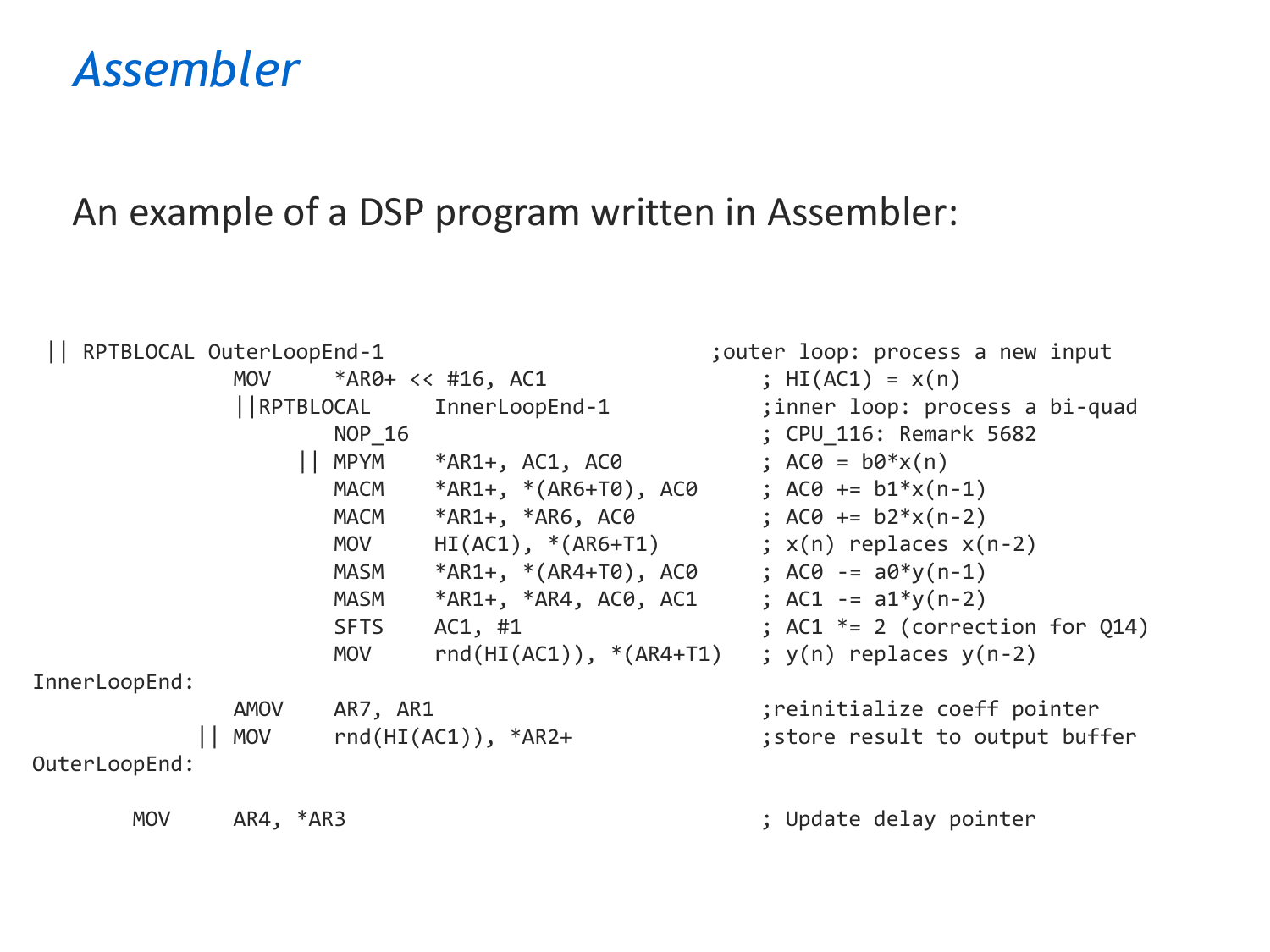# Assembler

An example of a DSP program written in Assembler:

```
 || RPTBLOCAL OuterLoopEnd-1                                  ;outer loop: process a new input
               MOV     *AR0+ << #16, AC1                           ; HI(AC1) = x(n)
               ||RPTBLOCAL     InnerLoopEnd-1                      ;inner loop: process a bi-quad
                       NOP_16                                      ; CPU_116: Remark 5682
                    || MPYM    *AR1+, AC1, AC0                     ; AC0 = b0*x(n)
                       MACM    *AR1+, *(AR6+T0), AC0               ; AC0 += b1*x(n-1)
                       MACM    *AR1+, *AR6, AC0                    ; AC0 += b2*x(n-2)
                       MOV     HI(AC1), *(AR6+T1)                  ; x(n) replaces x(n-2)
                       MASM    *AR1+, *(AR4+T0), AC0               ; AC0 -= a0*y(n-1)
                       MASM    *AR1+, *AR4, AC0, AC1               ; AC1 -= a1*y(n-2)
                       SFTS    AC1, #1                             ; AC1 *= 2 (correction for Q14)
                       MOV     rnd(HI(AC1)), *(AR4+T1)             ; y(n) replaces y(n-2)
InnerLoopEnd:
               AMOV    AR7, AR1                                    ;reinitialize coeff pointer
            || MOV     rnd(HI(AC1)), *AR2+                         ;store result to output buffer
OuterLoopEnd:

       MOV     AR4, *AR3                                           ; Update delay pointer
```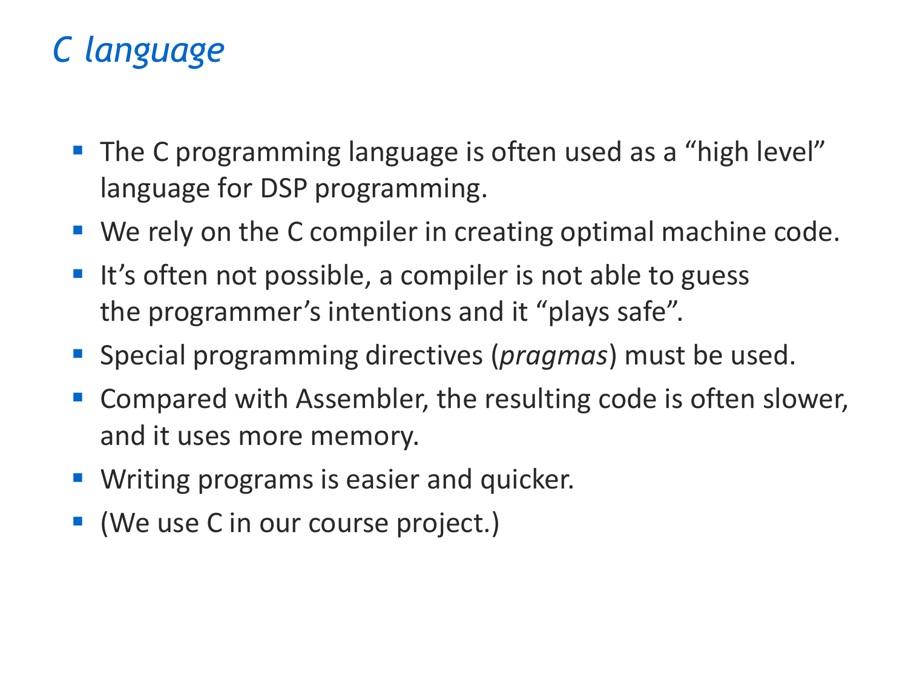# *C language*

- The C programming language is often used as a “high level” language for DSP programming.
- We rely on the C compiler in creating optimal machine code.
- It’s often not possible, a compiler is not able to guess the programmer’s intentions and it “plays safe”.
- Special programming directives (*pragmas*) must be used.
- Compared with Assembler, the resulting code is often slower, and it uses more memory.
- Writing programs is easier and quicker.
- (We use C in our course project.)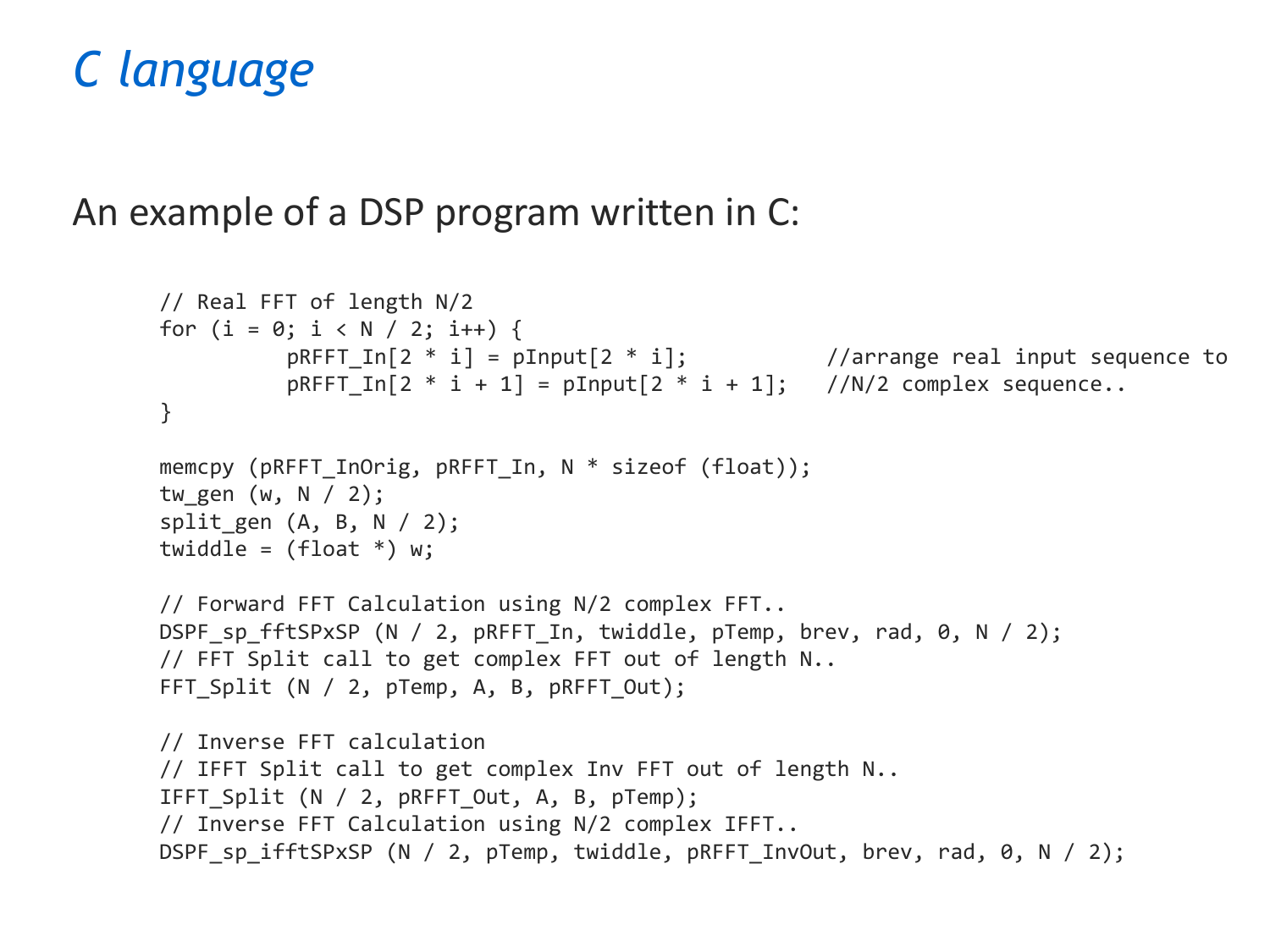# *C language*

An example of a DSP program written in C:

```
// Real FFT of length N/2
for (i = 0; i < N / 2; i++) {
          pRFFT_In[2 * i] = pInput[2 * i];           //arrange real input sequence to
          pRFFT_In[2 * i + 1] = pInput[2 * i + 1];   //N/2 complex sequence..
}

memcpy (pRFFT_InOrig, pRFFT_In, N * sizeof (float));
tw_gen (w, N / 2);
split_gen (A, B, N / 2);
twiddle = (float *) w;

// Forward FFT Calculation using N/2 complex FFT..
DSPF_sp_fftSPxSP (N / 2, pRFFT_In, twiddle, pTemp, brev, rad, 0, N / 2);
// FFT Split call to get complex FFT out of length N..
FFT_Split (N / 2, pTemp, A, B, pRFFT_Out);

// Inverse FFT calculation
// IFFT Split call to get complex Inv FFT out of length N..
IFFT_Split (N / 2, pRFFT_Out, A, B, pTemp);
// Inverse FFT Calculation using N/2 complex IFFT..
DSPF_sp_ifftSPxSP (N / 2, pTemp, twiddle, pRFFT_InvOut, brev, rad, 0, N / 2);
```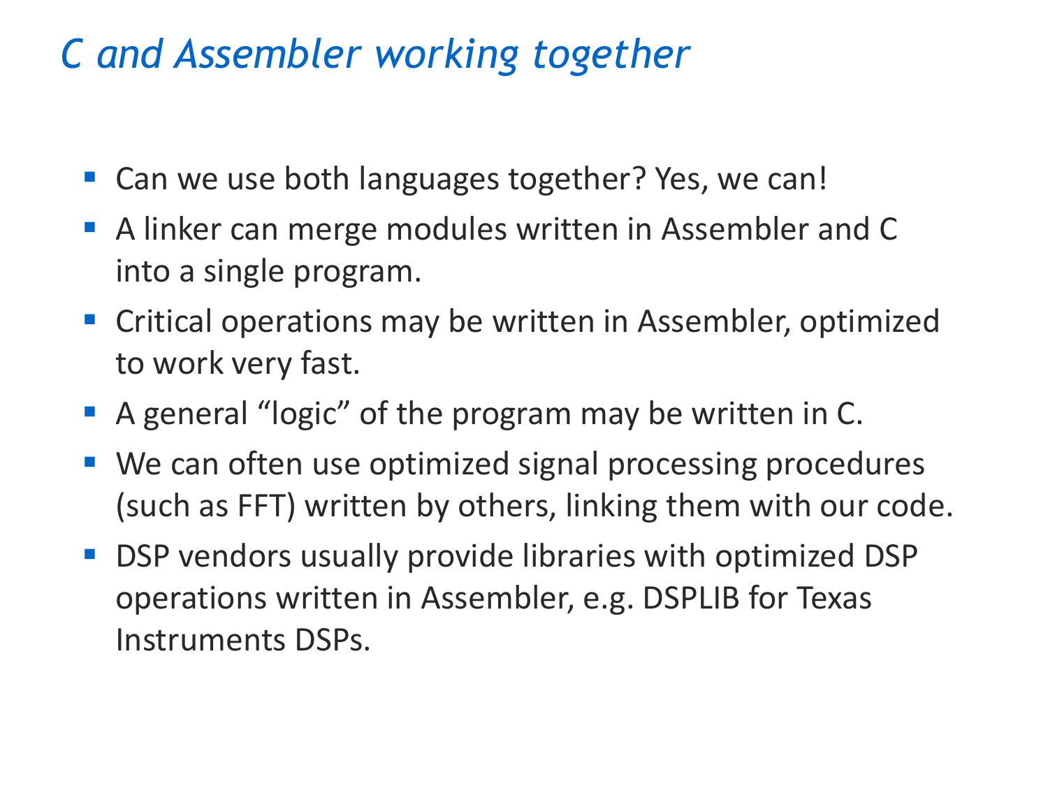# *C and Assembler working together*

- Can we use both languages together? Yes, we can!
- A linker can merge modules written in Assembler and C into a single program.
- Critical operations may be written in Assembler, optimized to work very fast.
- A general “logic” of the program may be written in C.
- We can often use optimized signal processing procedures (such as FFT) written by others, linking them with our code.
- DSP vendors usually provide libraries with optimized DSP operations written in Assembler, e.g. DSPLIB for Texas Instruments DSPs.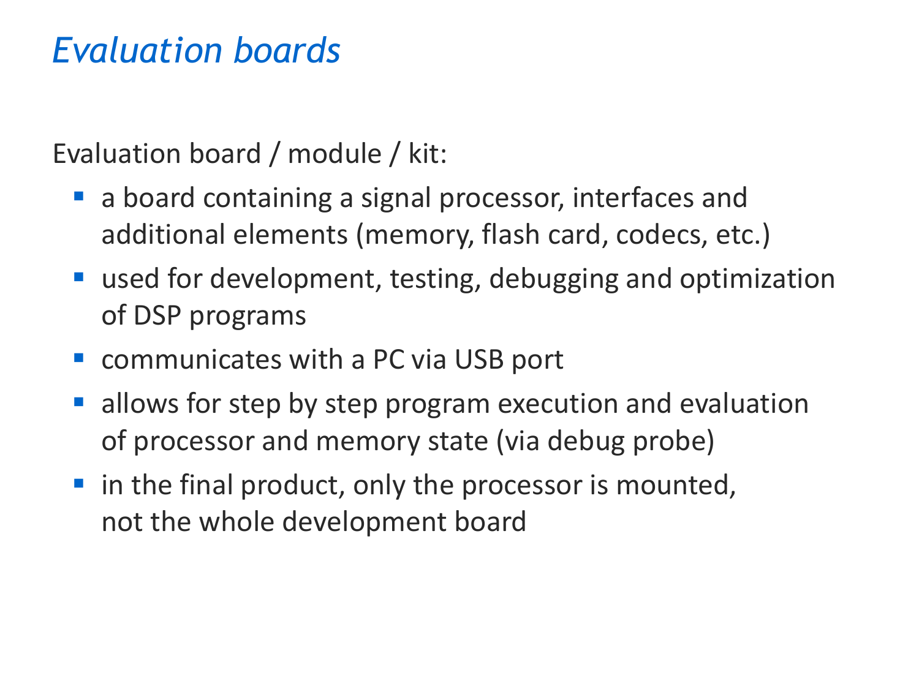# *Evaluation boards*

Evaluation board / module / kit:

- a board containing a signal processor, interfaces and additional elements (memory, flash card, codecs, etc.)
- used for development, testing, debugging and optimization of DSP programs
- communicates with a PC via USB port
- allows for step by step program execution and evaluation of processor and memory state (via debug probe)
- in the final product, only the processor is mounted, not the whole development board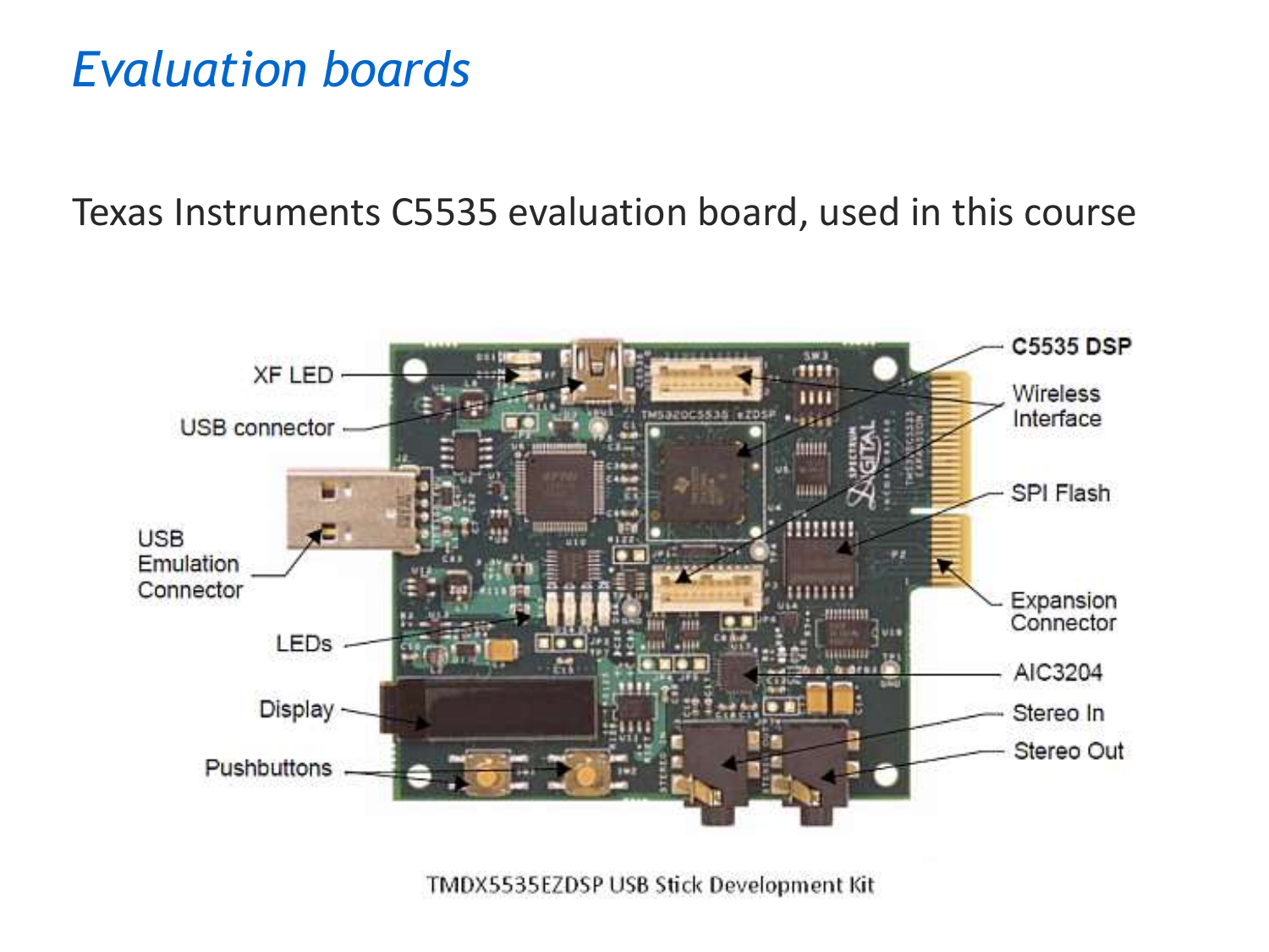# Evaluation boards

Texas Instruments C5535 evaluation board, used in this course

TMDX5535EZDSP USB Stick Development Kit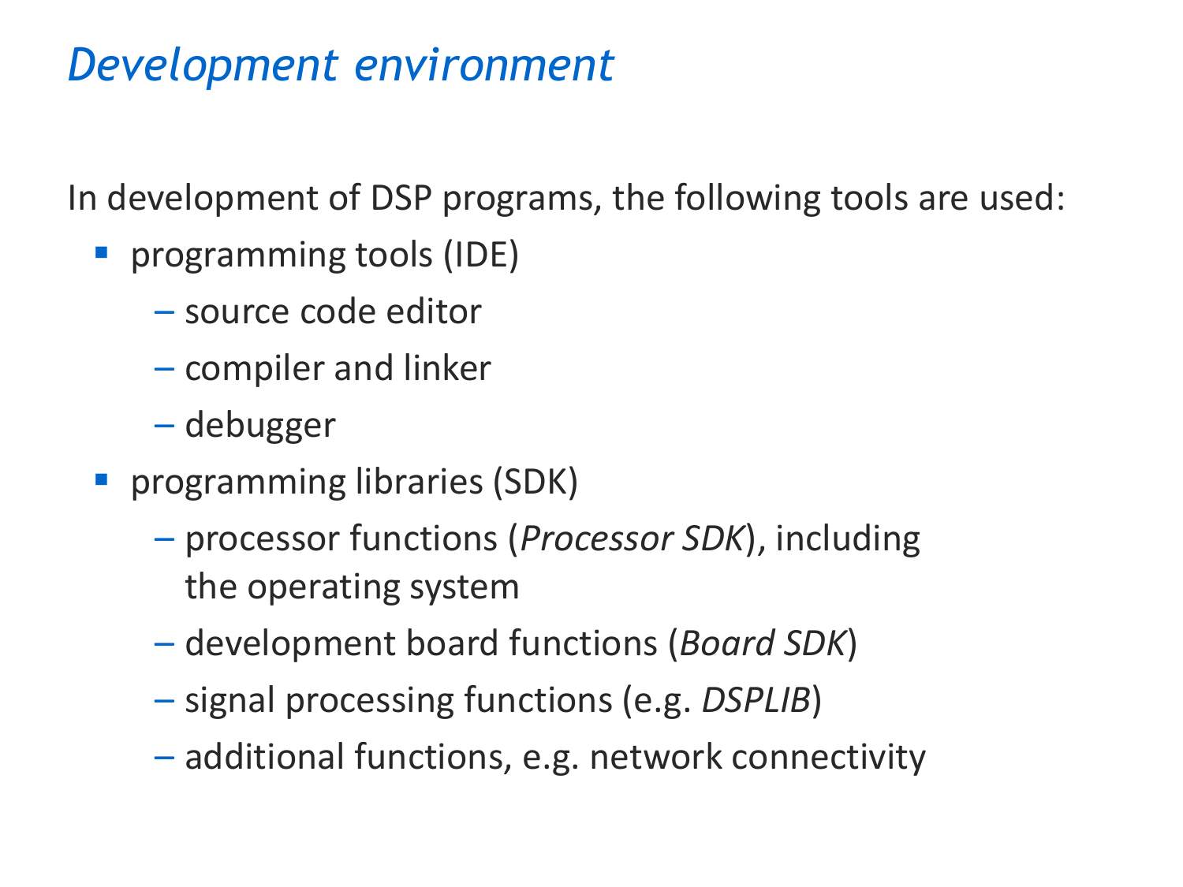# *Development environment*

In development of DSP programs, the following tools are used:

- programming tools (IDE)
  - source code editor
  - compiler and linker
  - debugger
- programming libraries (SDK)
  - processor functions (*Processor SDK*), including the operating system
  - development board functions (*Board SDK*)
  - signal processing functions (e.g. *DSPLIB*)
  - additional functions, e.g. network connectivity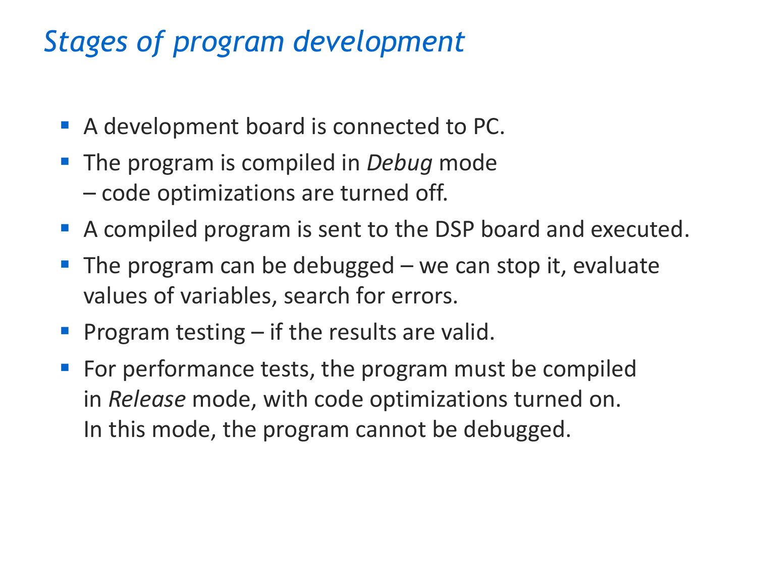# *Stages of program development*

- A development board is connected to PC.
- The program is compiled in *Debug* mode
  – code optimizations are turned off.
- A compiled program is sent to the DSP board and executed.
- The program can be debugged – we can stop it, evaluate values of variables, search for errors.
- Program testing – if the results are valid.
- For performance tests, the program must be compiled in *Release* mode, with code optimizations turned on.
  In this mode, the program cannot be debugged.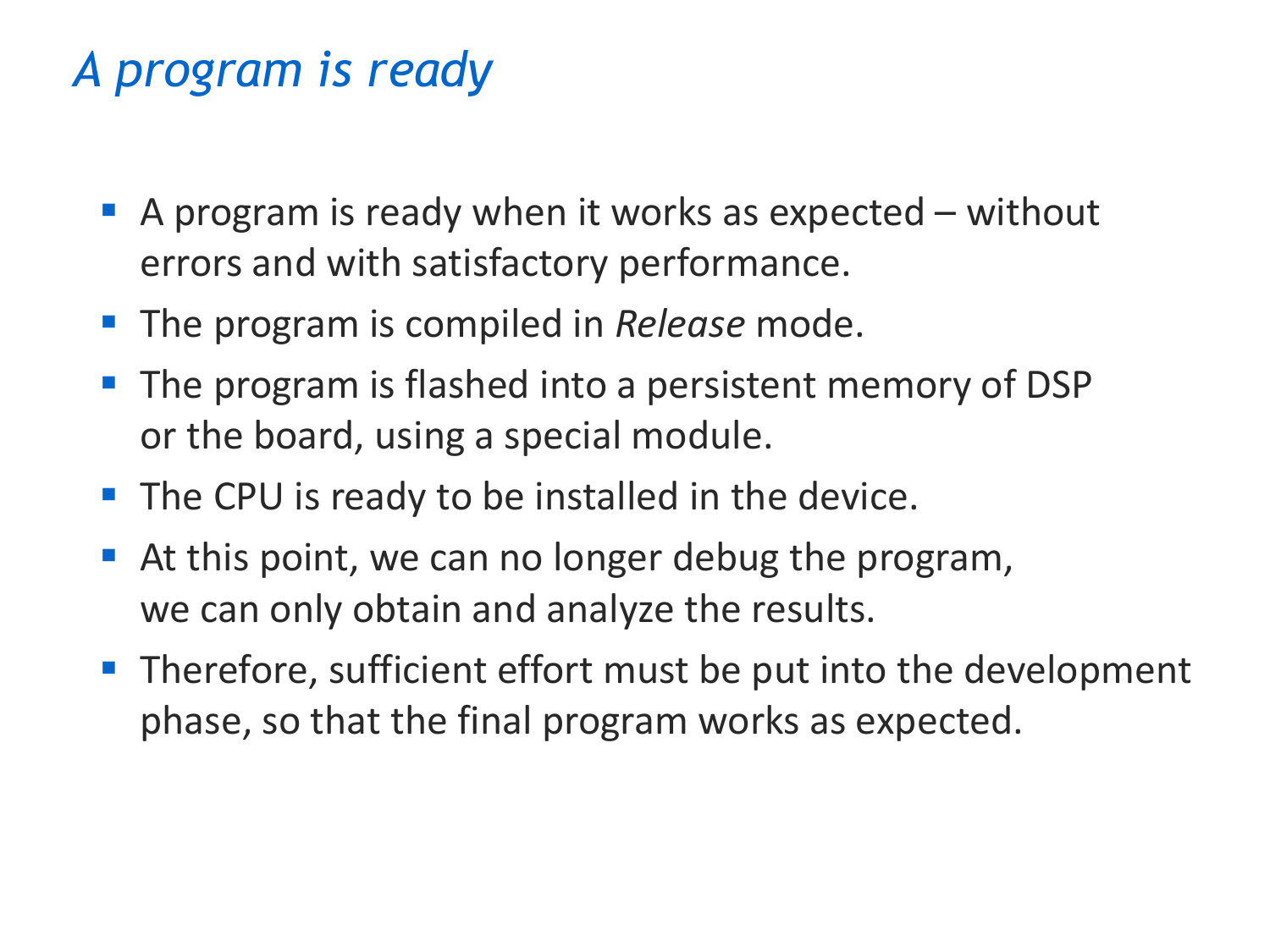# *A program is ready*

- A program is ready when it works as expected – without errors and with satisfactory performance.
- The program is compiled in *Release* mode.
- The program is flashed into a persistent memory of DSP or the board, using a special module.
- The CPU is ready to be installed in the device.
- At this point, we can no longer debug the program, we can only obtain and analyze the results.
- Therefore, sufficient effort must be put into the development phase, so that the final program works as expected.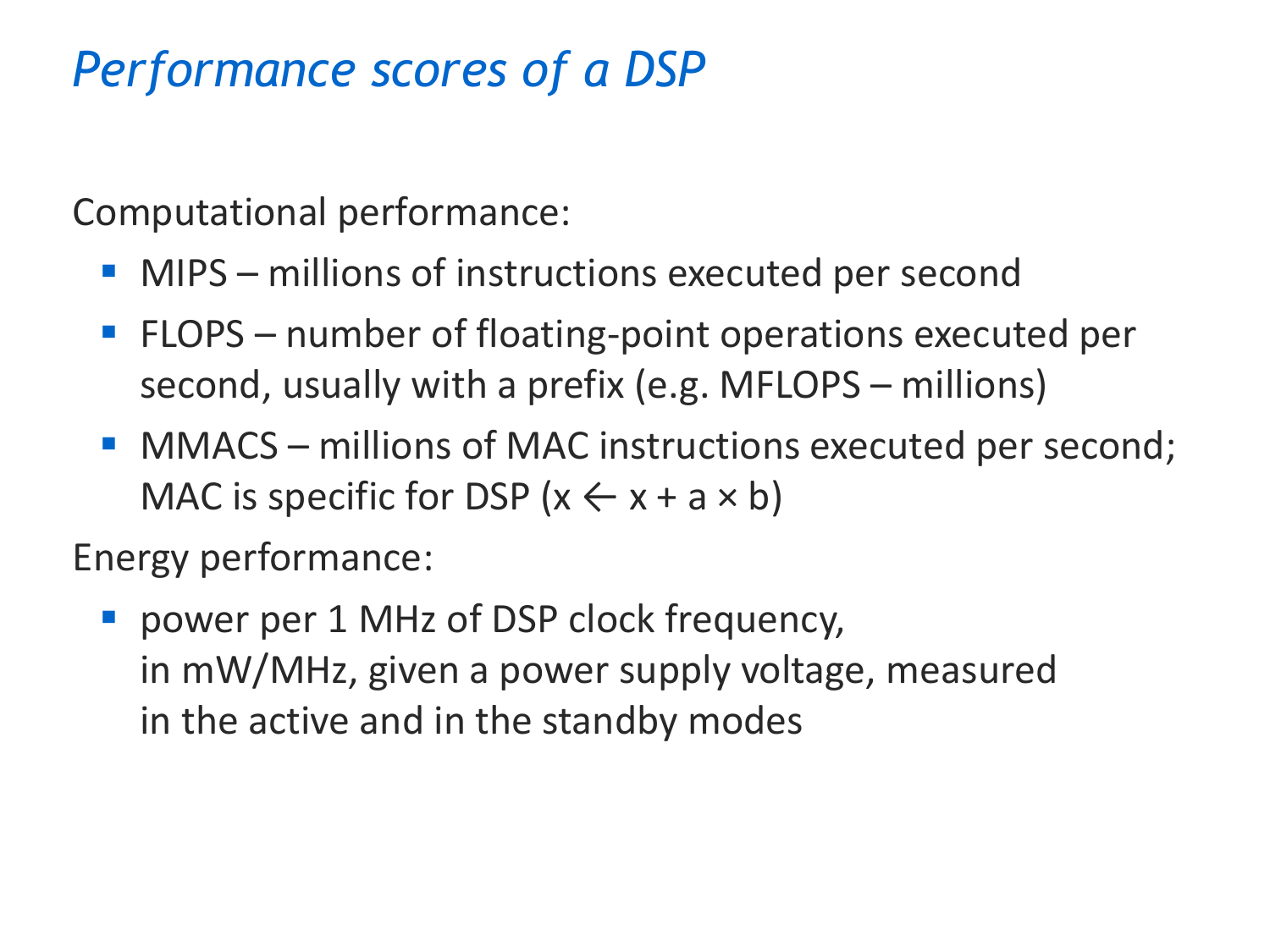# *Performance scores of a DSP*

Computational performance:

- MIPS – millions of instructions executed per second
- FLOPS – number of floating-point operations executed per second, usually with a prefix (e.g. MFLOPS – millions)
- MMACS – millions of MAC instructions executed per second; MAC is specific for DSP ($x \leftarrow x + a \times b$)

Energy performance:

- power per 1 MHz of DSP clock frequency, in mW/MHz, given a power supply voltage, measured in the active and in the standby modes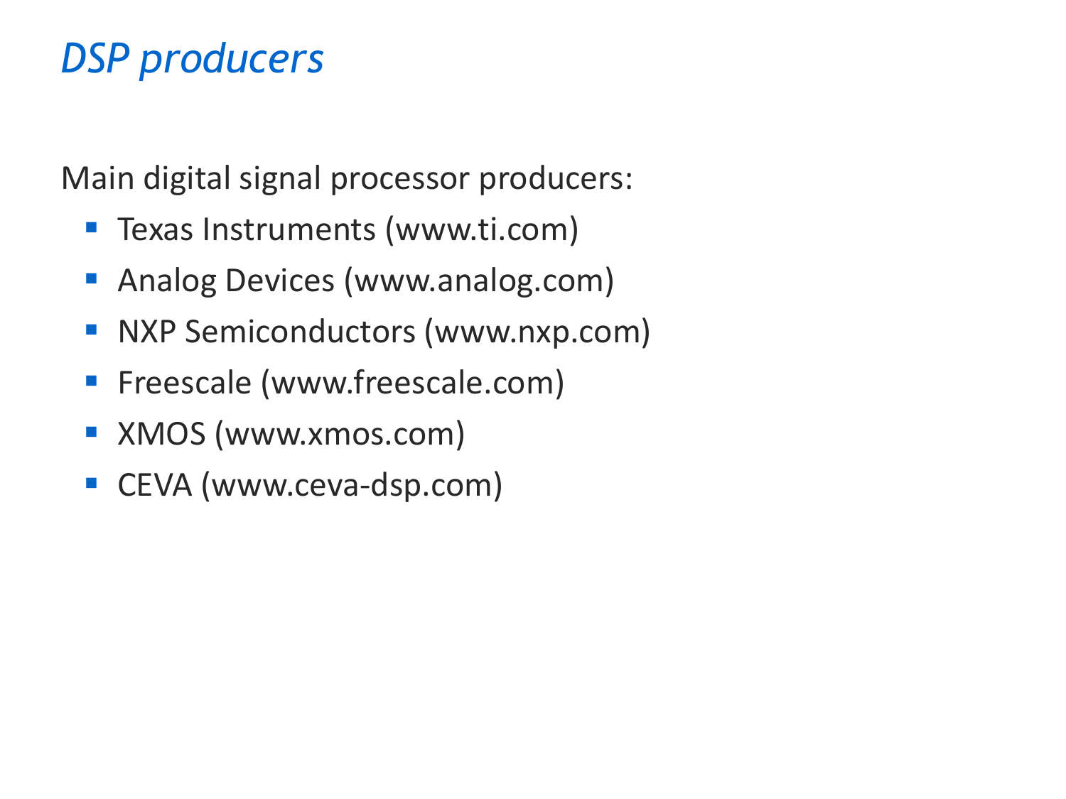# *DSP producers*

Main digital signal processor producers:

- Texas Instruments (www.ti.com)
- Analog Devices (www.analog.com)
- NXP Semiconductors (www.nxp.com)
- Freescale (www.freescale.com)
- XMOS (www.xmos.com)
- CEVA (www.ceva-dsp.com)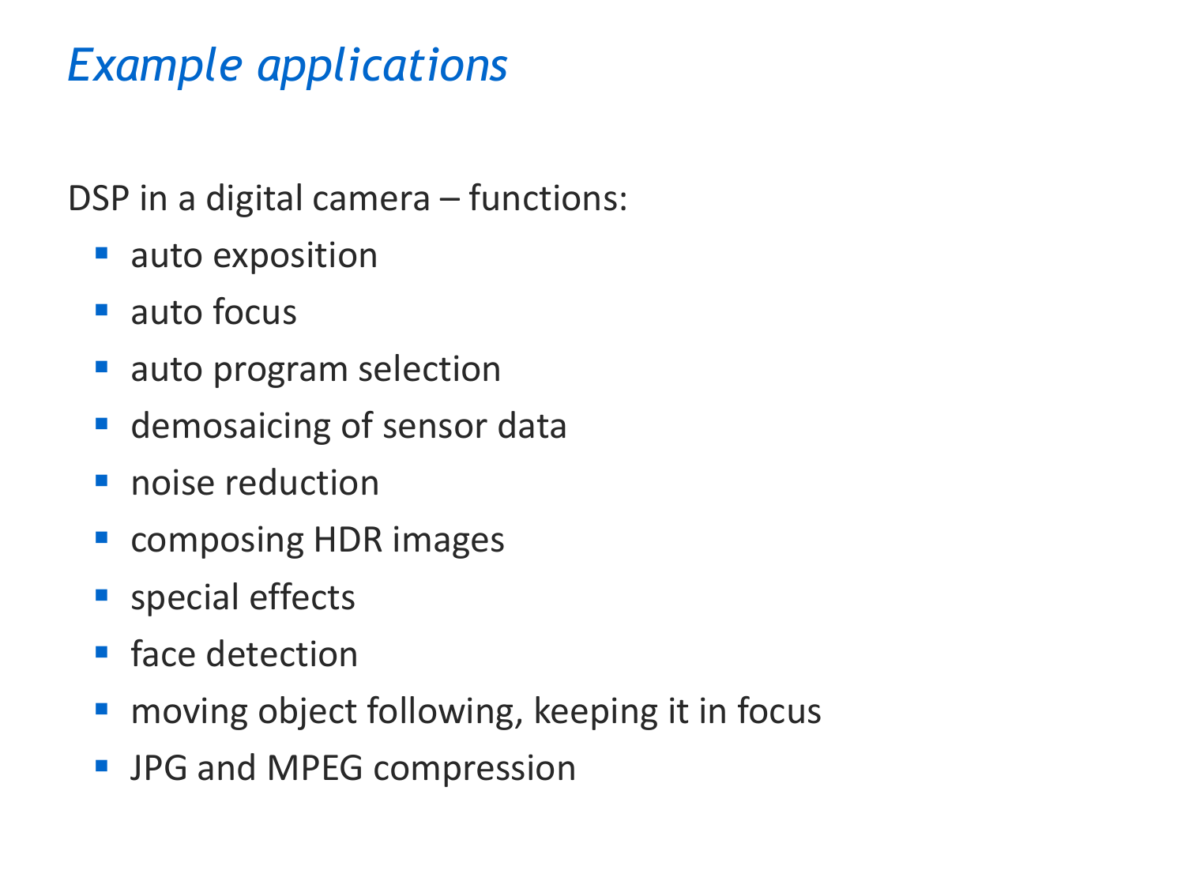# *Example applications*

DSP in a digital camera – functions:

- auto exposition
- auto focus
- auto program selection
- demosaicing of sensor data
- noise reduction
- composing HDR images
- special effects
- face detection
- moving object following, keeping it in focus
- JPG and MPEG compression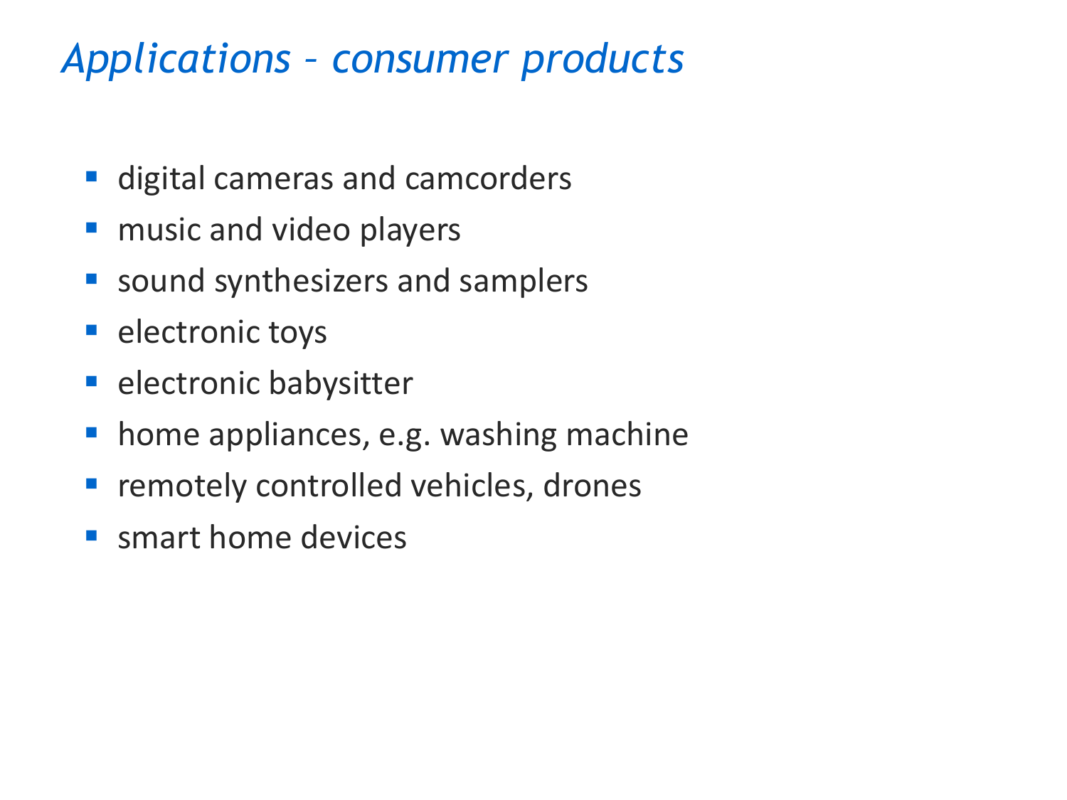# *Applications – consumer products*

- digital cameras and camcorders
- music and video players
- sound synthesizers and samplers
- electronic toys
- electronic babysitter
- home appliances, e.g. washing machine
- remotely controlled vehicles, drones
- smart home devices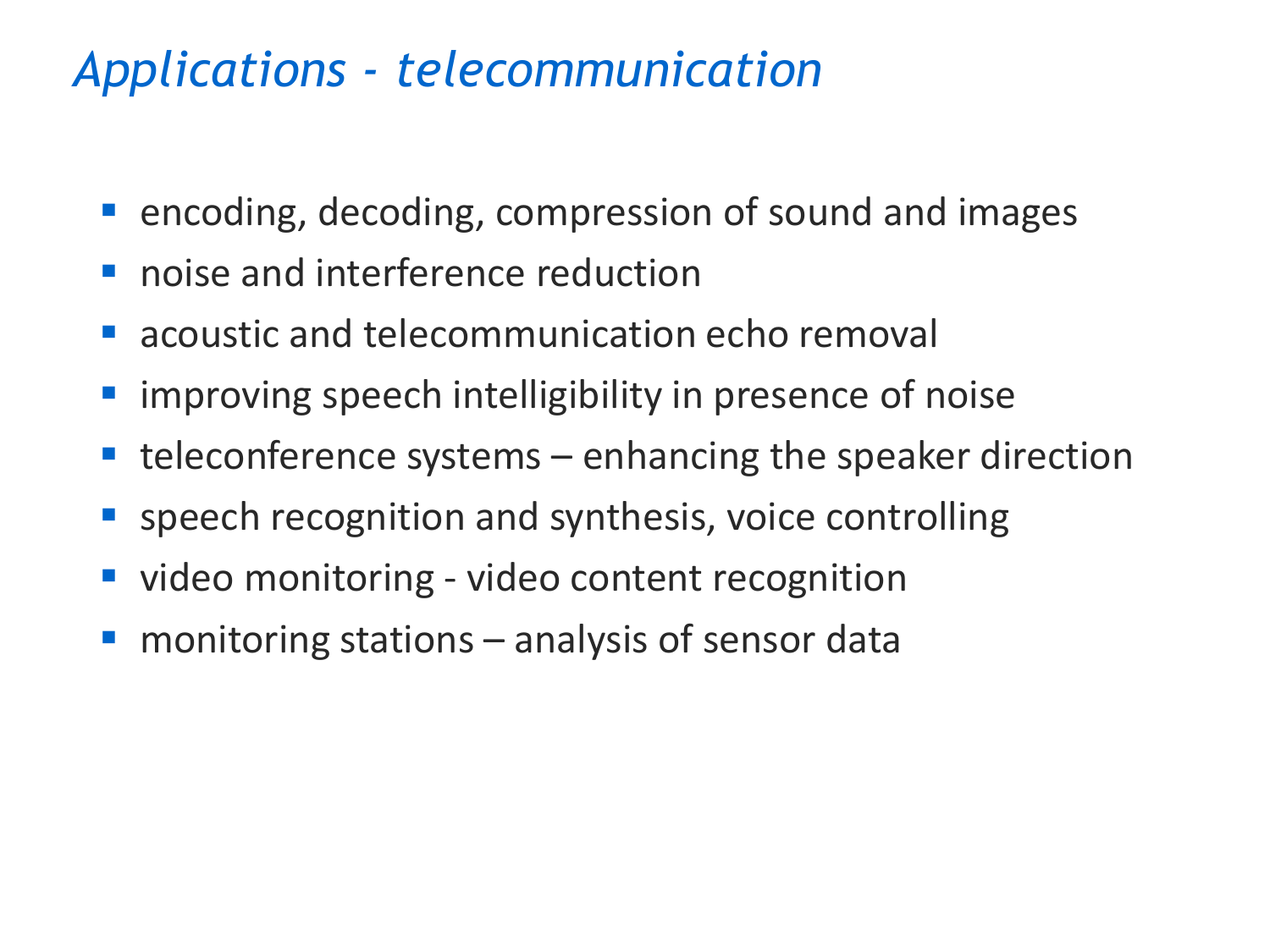# *Applications - telecommunication*

- encoding, decoding, compression of sound and images
- noise and interference reduction
- acoustic and telecommunication echo removal
- improving speech intelligibility in presence of noise
- teleconference systems – enhancing the speaker direction
- speech recognition and synthesis, voice controlling
- video monitoring - video content recognition
- monitoring stations – analysis of sensor data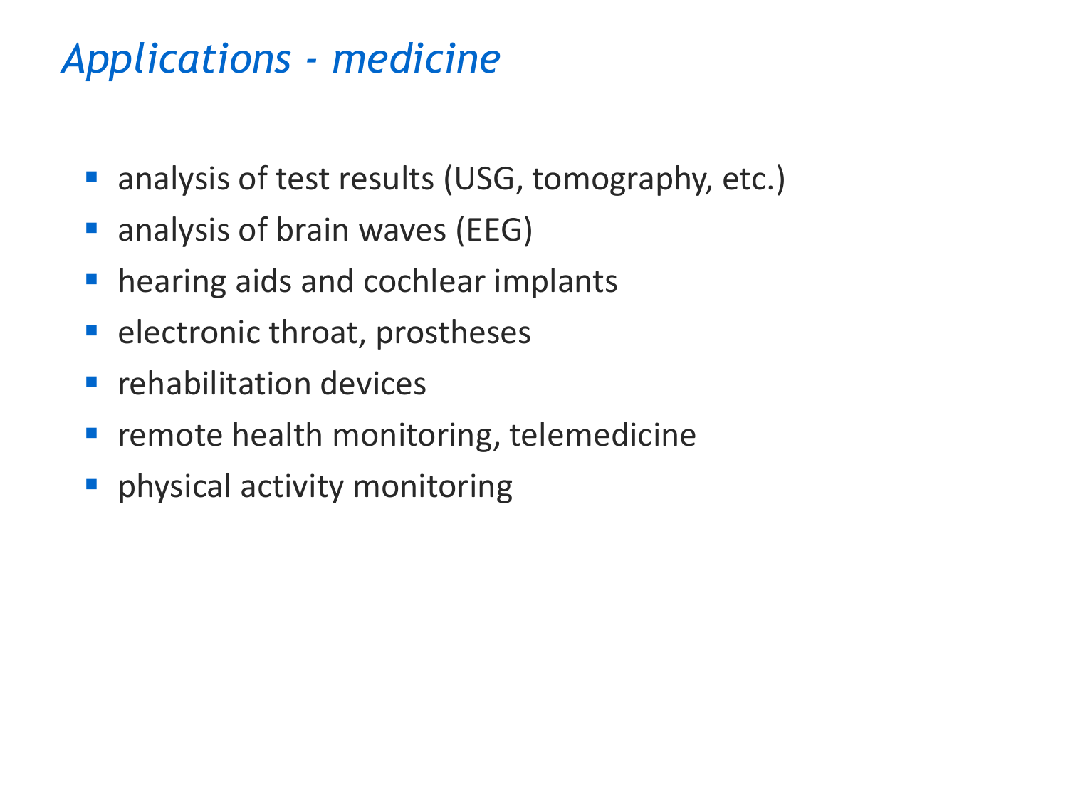# *Applications - medicine*

- analysis of test results (USG, tomography, etc.)
- analysis of brain waves (EEG)
- hearing aids and cochlear implants
- electronic throat, prostheses
- rehabilitation devices
- remote health monitoring, telemedicine
- physical activity monitoring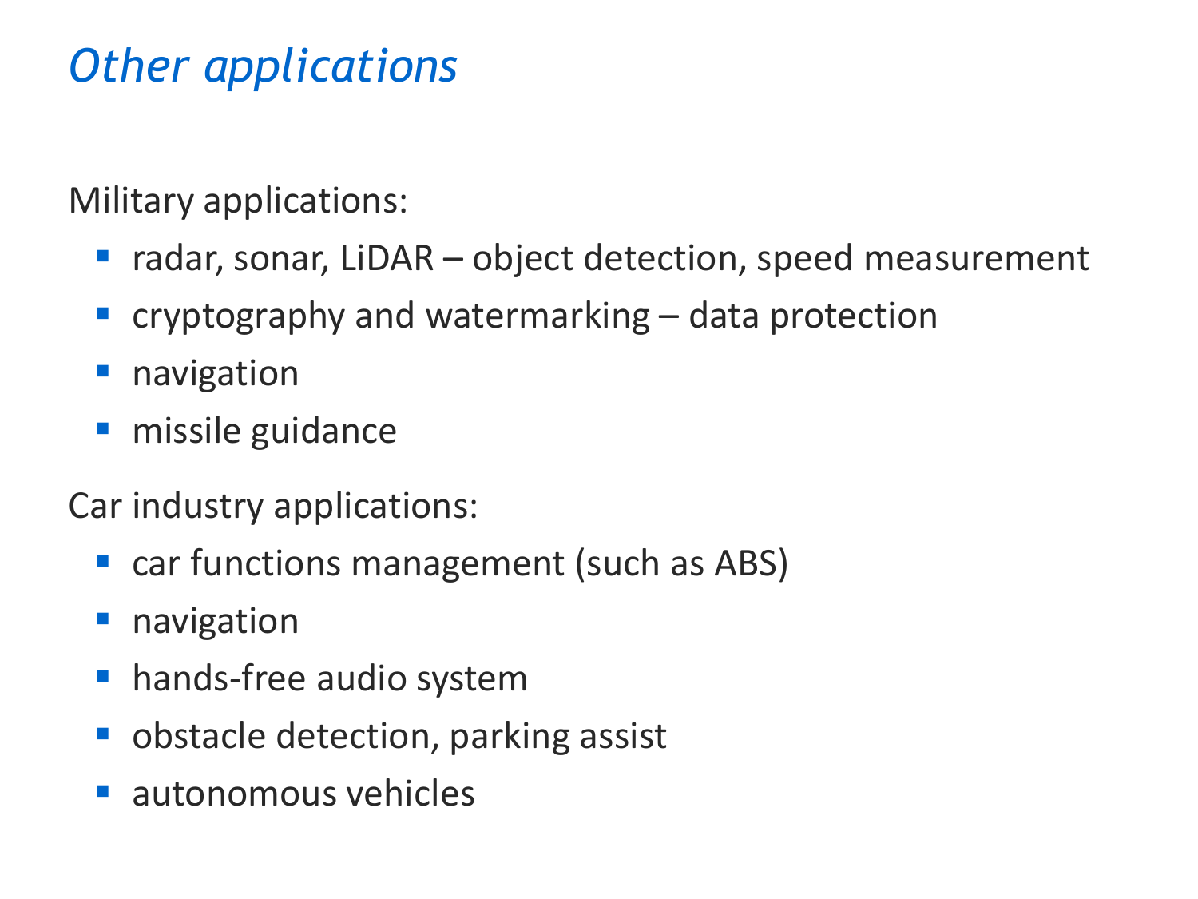# *Other applications*

Military applications:

- radar, sonar, LiDAR – object detection, speed measurement
- cryptography and watermarking – data protection
- navigation
- missile guidance

Car industry applications:

- car functions management (such as ABS)
- navigation
- hands-free audio system
- obstacle detection, parking assist
- autonomous vehicles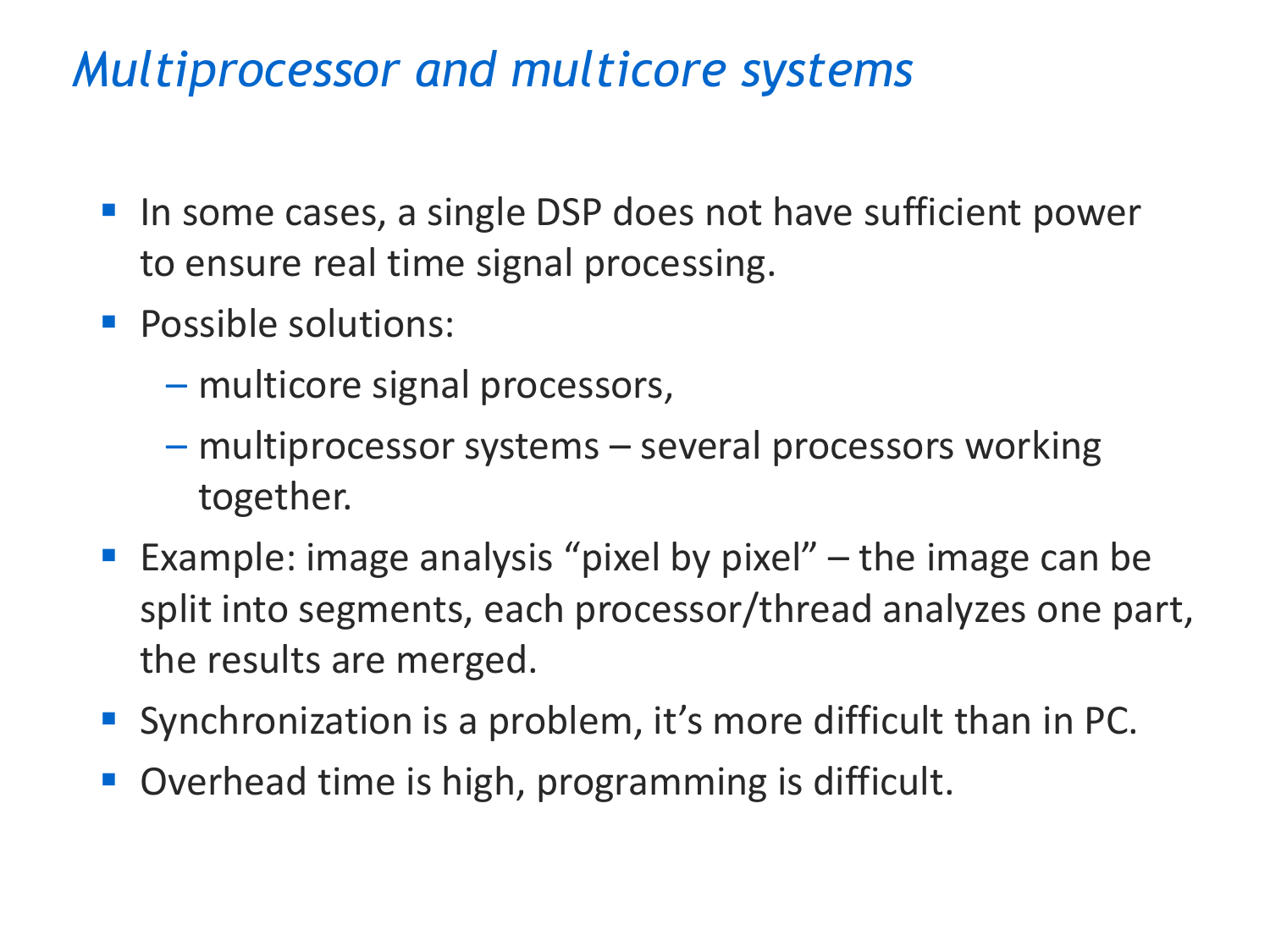# *Multiprocessor and multicore systems*

- In some cases, a single DSP does not have sufficient power to ensure real time signal processing.
- Possible solutions:
  - multicore signal processors,
  - multiprocessor systems – several processors working together.
- Example: image analysis "pixel by pixel" – the image can be split into segments, each processor/thread analyzes one part, the results are merged.
- Synchronization is a problem, it's more difficult than in PC.
- Overhead time is high, programming is difficult.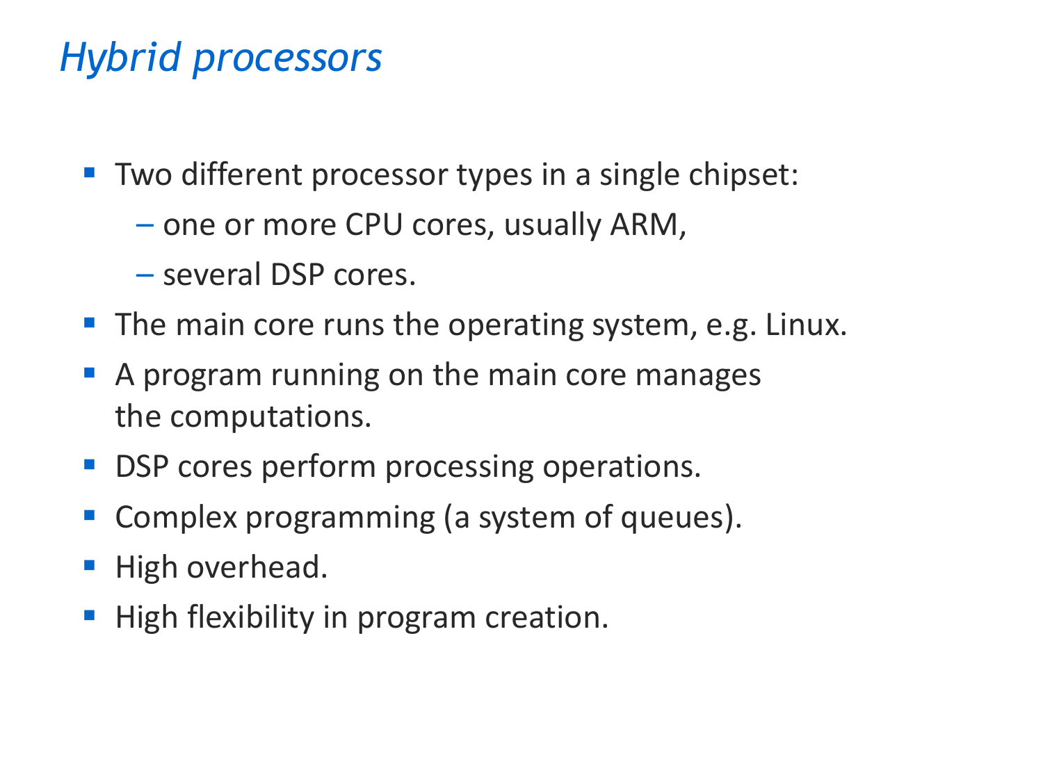## *Hybrid processors*

- Two different processor types in a single chipset:
  - one or more CPU cores, usually ARM,
  - several DSP cores.
- The main core runs the operating system, e.g. Linux.
- A program running on the main core manages the computations.
- DSP cores perform processing operations.
- Complex programming (a system of queues).
- High overhead.
- High flexibility in program creation.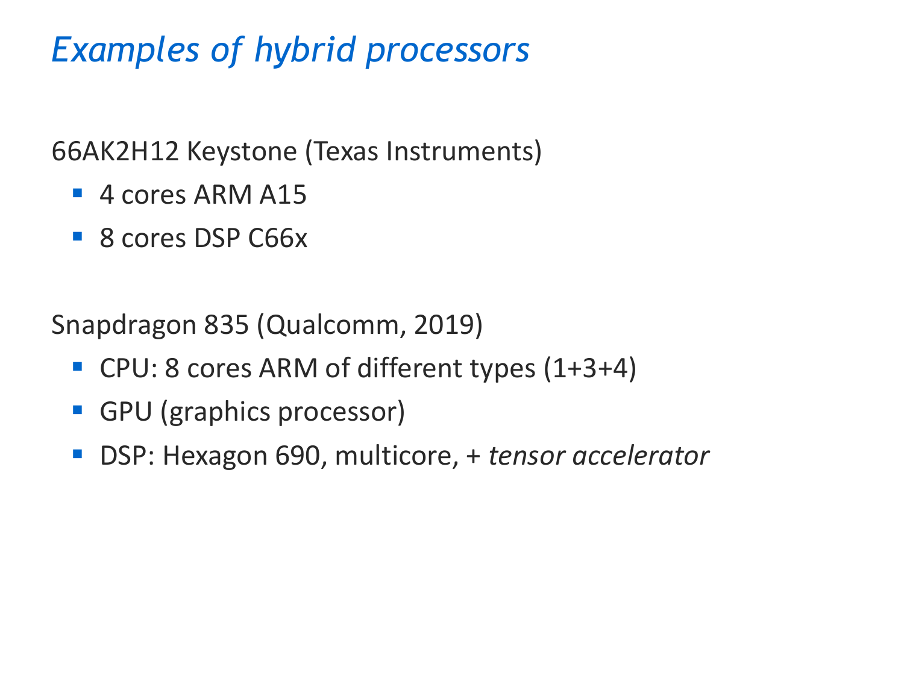# *Examples of hybrid processors*

66AK2H12 Keystone (Texas Instruments)

- 4 cores ARM A15
- 8 cores DSP C66x

Snapdragon 835 (Qualcomm, 2019)

- CPU: 8 cores ARM of different types (1+3+4)
- GPU (graphics processor)
- DSP: Hexagon 690, multicore, + *tensor accelerator*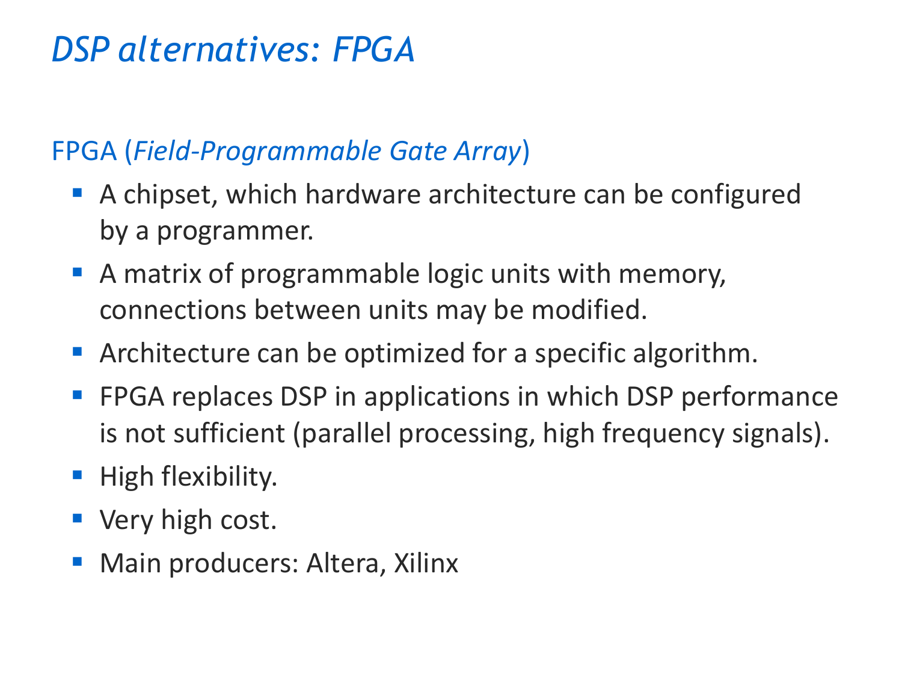# *DSP alternatives: FPGA*

FPGA (*Field-Programmable Gate Array*)

- A chipset, which hardware architecture can be configured by a programmer.
- A matrix of programmable logic units with memory, connections between units may be modified.
- Architecture can be optimized for a specific algorithm.
- FPGA replaces DSP in applications in which DSP performance is not sufficient (parallel processing, high frequency signals).
- High flexibility.
- Very high cost.
- Main producers: Altera, Xilinx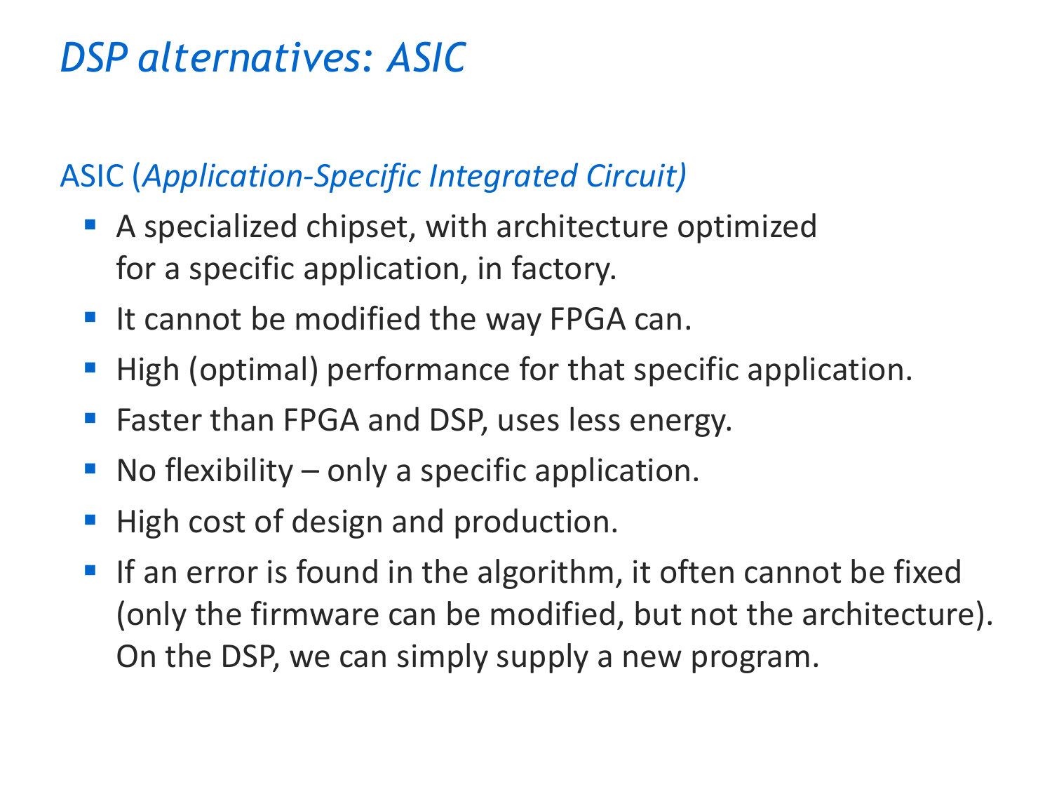# *DSP alternatives: ASIC*

ASIC (*Application-Specific Integrated Circuit)*

- A specialized chipset, with architecture optimized for a specific application, in factory.
- It cannot be modified the way FPGA can.
- High (optimal) performance for that specific application.
- Faster than FPGA and DSP, uses less energy.
- No flexibility – only a specific application.
- High cost of design and production.
- If an error is found in the algorithm, it often cannot be fixed (only the firmware can be modified, but not the architecture). On the DSP, we can simply supply a new program.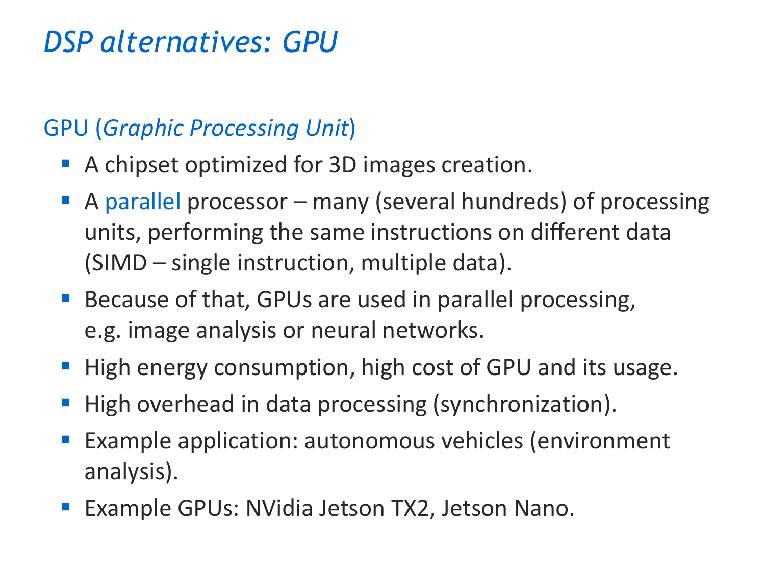# *DSP alternatives: GPU*

## GPU (*Graphic Processing Unit*)

- A chipset optimized for 3D images creation.
- A parallel processor – many (several hundreds) of processing units, performing the same instructions on different data (SIMD – single instruction, multiple data).
- Because of that, GPUs are used in parallel processing, e.g. image analysis or neural networks.
- High energy consumption, high cost of GPU and its usage.
- High overhead in data processing (synchronization).
- Example application: autonomous vehicles (environment analysis).
- Example GPUs: NVidia Jetson TX2, Jetson Nano.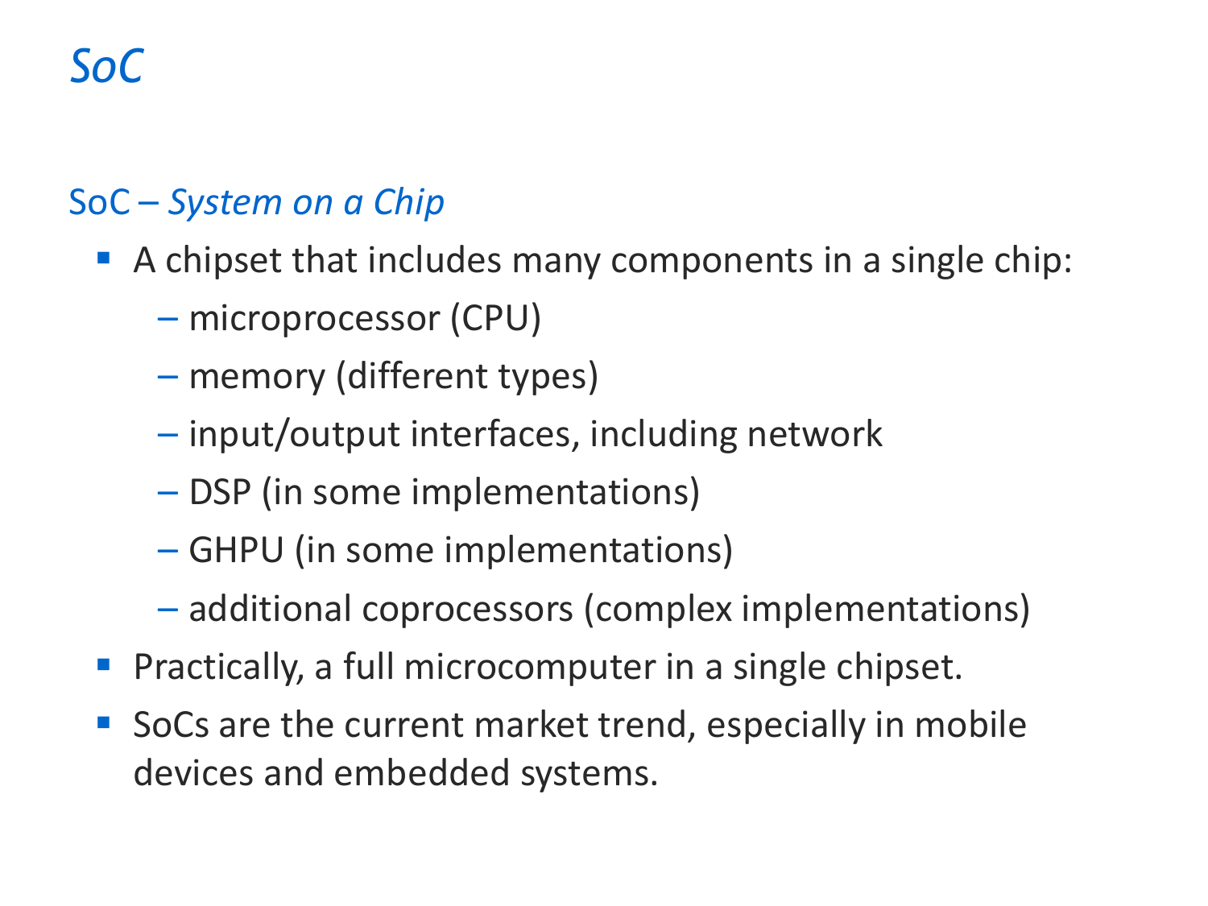# *SoC*

SoC – *System on a Chip*

- A chipset that includes many components in a single chip:
  - microprocessor (CPU)
  - memory (different types)
  - input/output interfaces, including network
  - DSP (in some implementations)
  - GHPU (in some implementations)
  - additional coprocessors (complex implementations)
- Practically, a full microcomputer in a single chipset.
- SoCs are the current market trend, especially in mobile devices and embedded systems.